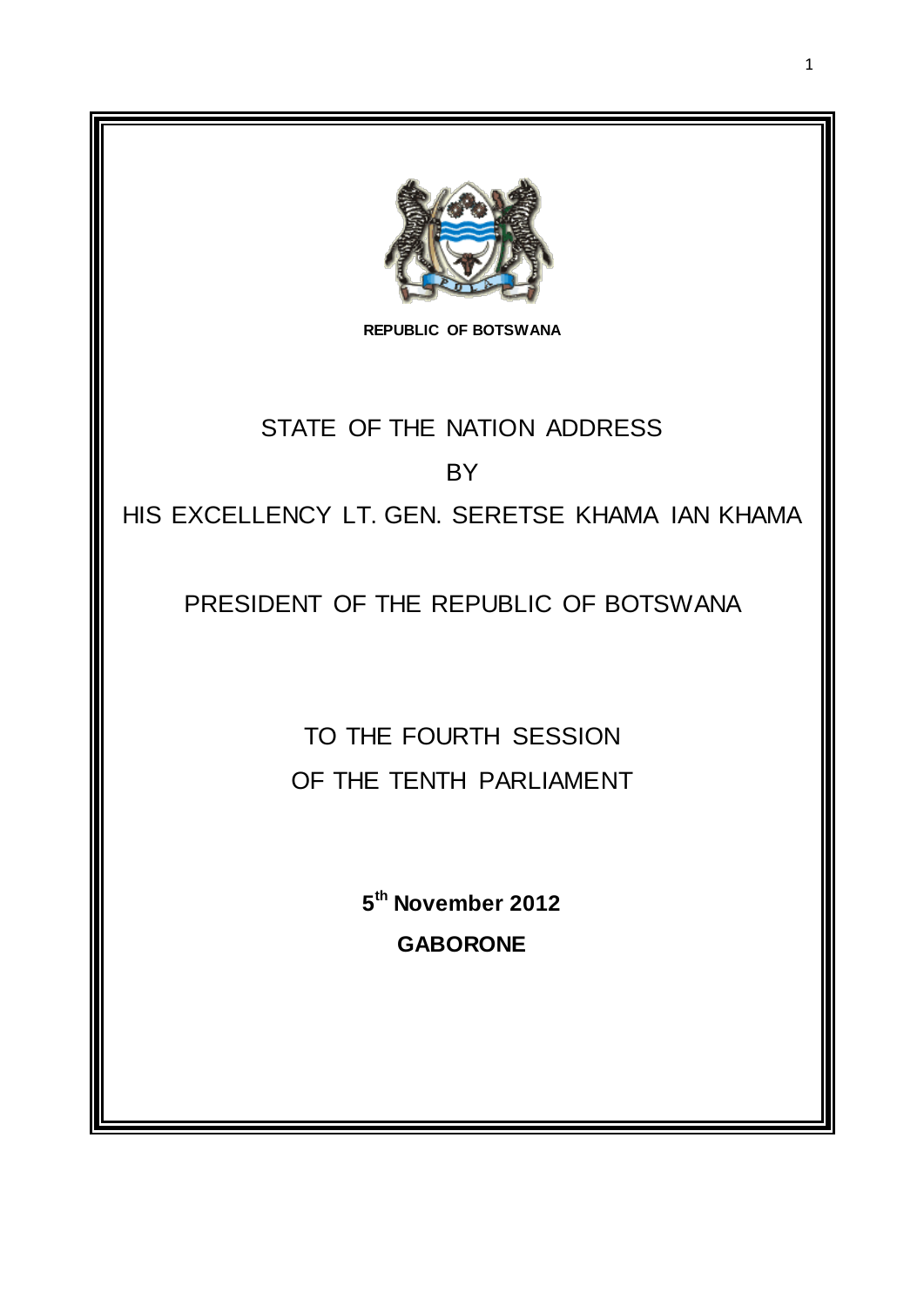**REPUBLIC OF BOTSWANA**

# STATE OF THE NATION ADDRESS

BY

HIS EXCELLENCY LT. GEN. SERETSE KHAMA IAN KHAMA

PRESIDENT OF THE REPUBLIC OF BOTSWANA

TO THE FOURTH SESSION

OF THE TENTH PARLIAMENT

**5th November 2012**

**GABORONE**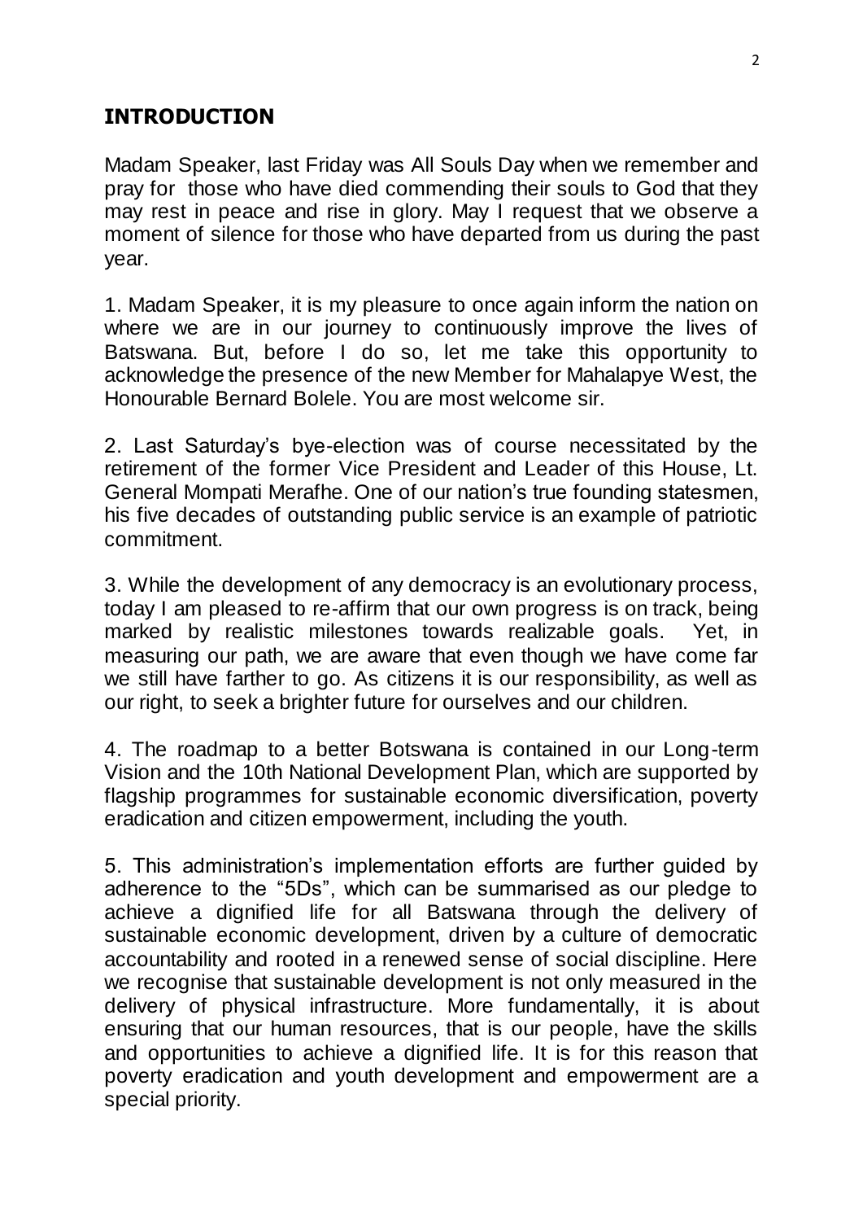## INTRODUCTION

Madam Speaker, last Friday was All Souls Day when we remember and pray for those who have died commending their souls to God that they may rest in peace and rise in glory. May I request that we observe a moment of silence for those who have departed from us during the past year.

1. Madam Speaker, it is my pleasure to once again inform the nation on where we are in our journey to continuously improve the lives of Batswana. But, before I do so, let me take this opportunity to acknowledge the presence of the new Member for Mahalapye West, the Honourable Bernard Bolele. You are most welcome sir.

2. Last Saturday's bye-election was of course necessitated by the retirement of the former Vice President and Leader of this House, Lt. General Mompati Merafhe. One of our nation's true founding statesmen, his five decades of outstanding public service is an example of patriotic commitment.

3. While the development of any democracy is an evolutionary process, today I am pleased to re-affirm that our own progress is on track, being marked by realistic milestones towards realizable goals. Yet, in measuring our path, we are aware that even though we have come far we still have farther to go. As citizens it is our responsibility, as well as our right, to seek a brighter future for ourselves and our children.

4. The roadmap to a better Botswana is contained in our Long-term Vision and the 10th National Development Plan, which are supported by flagship programmes for sustainable economic diversification, poverty eradication and citizen empowerment, including the youth.

5. This administration's implementation efforts are further guided by adherence to the "5Ds", which can be summarised as our pledge to achieve a dignified life for all Batswana through the delivery of sustainable economic development, driven by a culture of democratic accountability and rooted in a renewed sense of social discipline. Here we recognise that sustainable development is not only measured in the delivery of physical infrastructure. More fundamentally, it is about ensuring that our human resources, that is our people, have the skills and opportunities to achieve a dignified life. It is for this reason that poverty eradication and youth development and empowerment are a special priority.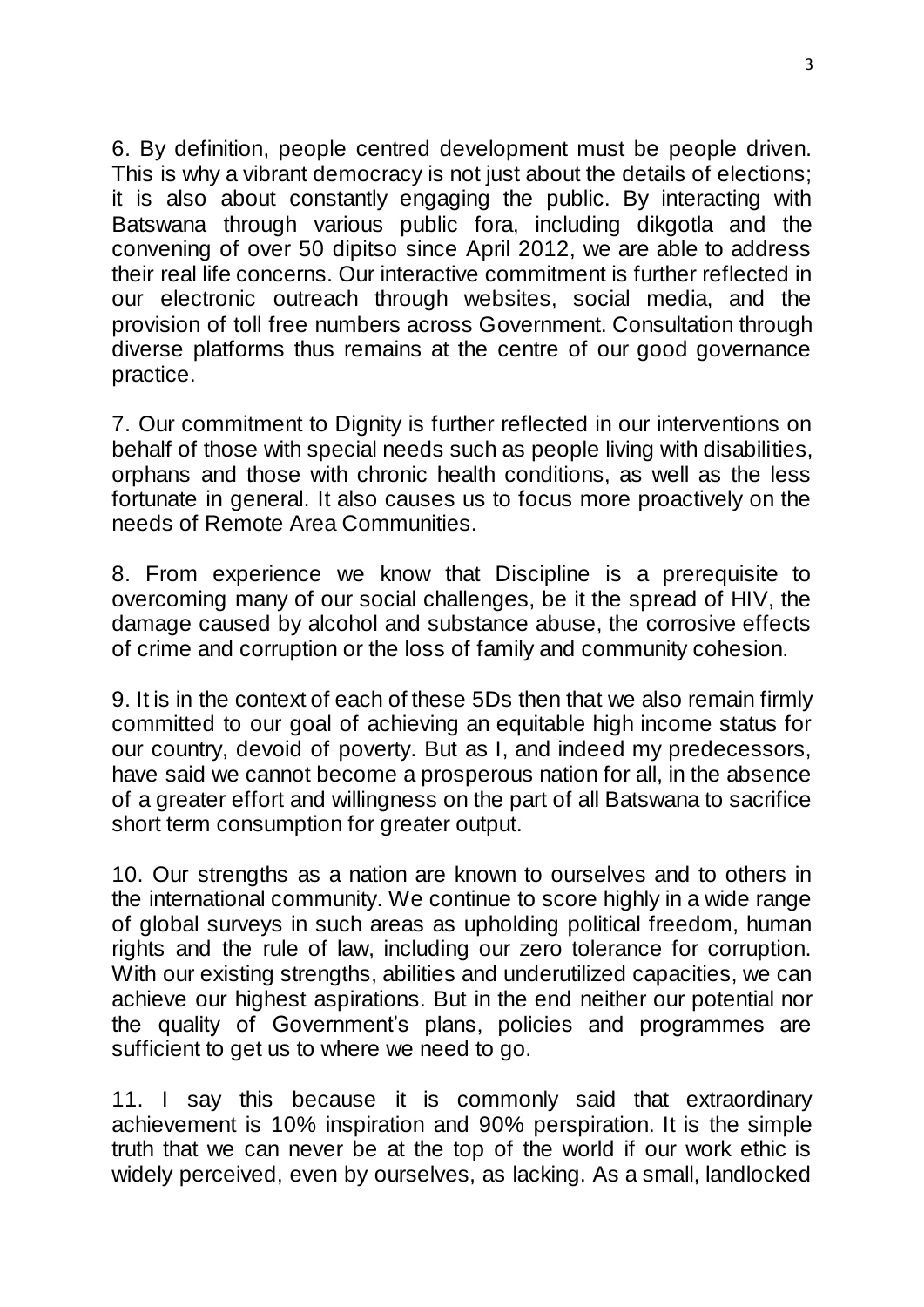6. By definition, people centred development must be people driven. This is why a vibrant democracy is not just about the details of elections; it is also about constantly engaging the public. By interacting with Batswana through various public fora, including dikgotla and the convening of over 50 dipitso since April 2012, we are able to address their real life concerns. Our interactive commitment is further reflected in our electronic outreach through websites, social media, and the provision of toll free numbers across Government. Consultation through diverse platforms thus remains at the centre of our good governance practice.

7. Our commitment to Dignity is further reflected in our interventions on behalf of those with special needs such as people living with disabilities, orphans and those with chronic health conditions, as well as the less fortunate in general. It also causes us to focus more proactively on the needs of Remote Area Communities.

8. From experience we know that Discipline is a prerequisite to overcoming many of our social challenges, be it the spread of HIV, the damage caused by alcohol and substance abuse, the corrosive effects of crime and corruption or the loss of family and community cohesion.

9. It is in the context of each of these 5Ds then that we also remain firmly committed to our goal of achieving an equitable high income status for our country, devoid of poverty. But as I, and indeed my predecessors, have said we cannot become a prosperous nation for all, in the absence of a greater effort and willingness on the part of all Batswana to sacrifice short term consumption for greater output.

10. Our strengths as a nation are known to ourselves and to others in the international community. We continue to score highly in a wide range of global surveys in such areas as upholding political freedom, human rights and the rule of law, including our zero tolerance for corruption. With our existing strengths, abilities and underutilized capacities, we can achieve our highest aspirations. But in the end neither our potential nor the quality of Government's plans, policies and programmes are sufficient to get us to where we need to go.

11. I say this because it is commonly said that extraordinary achievement is 10% inspiration and 90% perspiration. It is the simple truth that we can never be at the top of the world if our work ethic is widely perceived, even by ourselves, as lacking. As a small, landlocked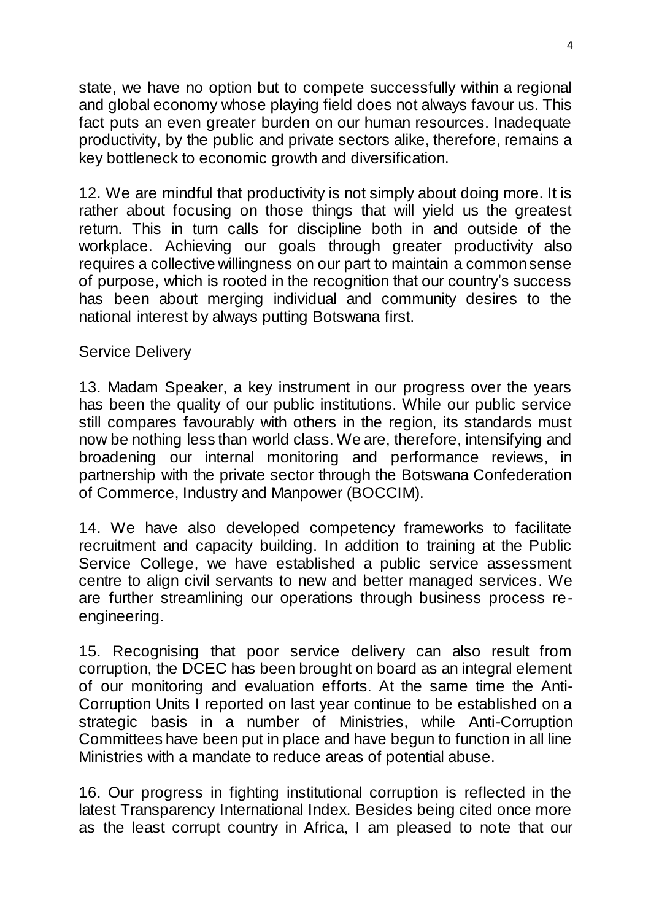state, we have no option but to compete successfully within a regional and global economy whose playing field does not always favour us. This fact puts an even greater burden on our human resources. Inadequate productivity, by the public and private sectors alike, therefore, remains a key bottleneck to economic growth and diversification.

12. We are mindful that productivity is not simply about doing more. It is rather about focusing on those things that will yield us the greatest return. This in turn calls for discipline both in and outside of the workplace. Achieving our goals through greater productivity also requires a collective willingness on our part to maintain a common sense of purpose, which is rooted in the recognition that our country's success has been about merging individual and community desires to the national interest by always putting Botswana first.

Service Delivery

13. Madam Speaker, a key instrument in our progress over the years has been the quality of our public institutions. While our public service still compares favourably with others in the region, its standards must now be nothing less than world class. We are, therefore, intensifying and broadening our internal monitoring and performance reviews, in partnership with the private sector through the Botswana Confederation of Commerce, Industry and Manpower (BOCCIM).

14. We have also developed competency frameworks to facilitate recruitment and capacity building. In addition to training at the Public Service College, we have established a public service assessment centre to align civil servants to new and better managed services. We are further streamlining our operations through business process re-engineering.

15. Recognising that poor service delivery can also result from corruption, the DCEC has been brought on board as an integral element of our monitoring and evaluation efforts. At the same time the Anti-Corruption Units I reported on last year continue to be established on a strategic basis in a number of Ministries, while Anti-Corruption Committees have been put in place and have begun to function in all line Ministries with a mandate to reduce areas of potential abuse.

16. Our progress in fighting institutional corruption is reflected in the latest Transparency International Index. Besides being cited once more as the least corrupt country in Africa, I am pleased to note that our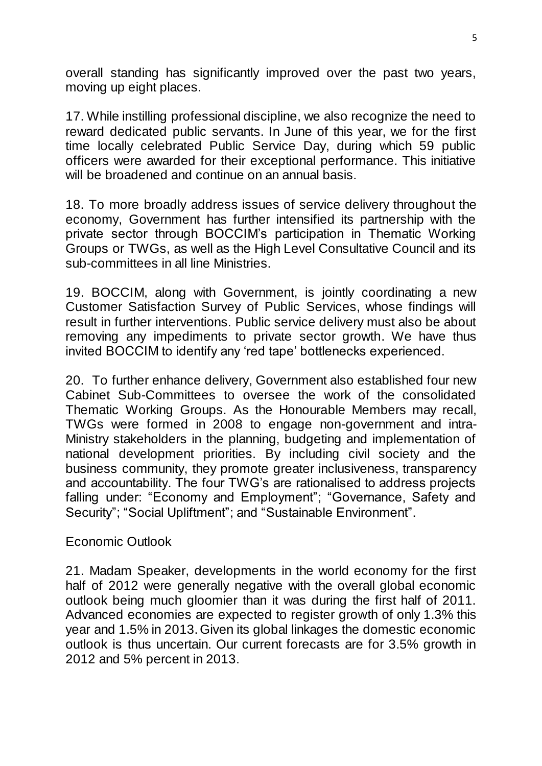overall standing has significantly improved over the past two years, moving up eight places.

17. While instilling professional discipline, we also recognize the need to reward dedicated public servants. In June of this year, we for the first time locally celebrated Public Service Day, during which 59 public officers were awarded for their exceptional performance. This initiative will be broadened and continue on an annual basis.

18. To more broadly address issues of service delivery throughout the economy, Government has further intensified its partnership with the private sector through BOCCIM's participation in Thematic Working Groups or TWGs, as well as the High Level Consultative Council and its sub-committees in all line Ministries.

19. BOCCIM, along with Government, is jointly coordinating a new Customer Satisfaction Survey of Public Services, whose findings will result in further interventions. Public service delivery must also be about removing any impediments to private sector growth. We have thus invited BOCCIM to identify any 'red tape' bottlenecks experienced.

20. To further enhance delivery, Government also established four new Cabinet Sub-Committees to oversee the work of the consolidated Thematic Working Groups. As the Honourable Members may recall, TWGs were formed in 2008 to engage non-government and intra-Ministry stakeholders in the planning, budgeting and implementation of national development priorities. By including civil society and the business community, they promote greater inclusiveness, transparency and accountability. The four TWG's are rationalised to address projects falling under: "Economy and Employment"; "Governance, Safety and Security"; "Social Upliftment"; and "Sustainable Environment".

## Economic Outlook

21. Madam Speaker, developments in the world economy for the first half of 2012 were generally negative with the overall global economic outlook being much gloomier than it was during the first half of 2011. Advanced economies are expected to register growth of only 1.3% this year and 1.5% in 2013. Given its global linkages the domestic economic outlook is thus uncertain. Our current forecasts are for 3.5% growth in 2012 and 5% percent in 2013.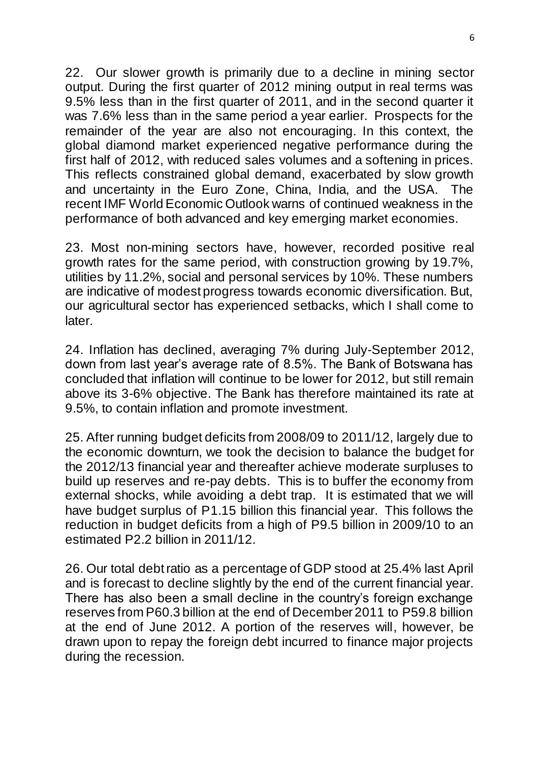22. Our slower growth is primarily due to a decline in mining sector output. During the first quarter of 2012 mining output in real terms was 9.5% less than in the first quarter of 2011, and in the second quarter it was 7.6% less than in the same period a year earlier. Prospects for the remainder of the year are also not encouraging. In this context, the global diamond market experienced negative performance during the first half of 2012, with reduced sales volumes and a softening in prices. This reflects constrained global demand, exacerbated by slow growth and uncertainty in the Euro Zone, China, India, and the USA. The recent IMF World Economic Outlook warns of continued weakness in the performance of both advanced and key emerging market economies.

23. Most non-mining sectors have, however, recorded positive real growth rates for the same period, with construction growing by 19.7%, utilities by 11.2%, social and personal services by 10%. These numbers are indicative of modest progress towards economic diversification. But, our agricultural sector has experienced setbacks, which I shall come to later.

24. Inflation has declined, averaging 7% during July-September 2012, down from last year's average rate of 8.5%. The Bank of Botswana has concluded that inflation will continue to be lower for 2012, but still remain above its 3-6% objective. The Bank has therefore maintained its rate at 9.5%, to contain inflation and promote investment.

25. After running budget deficits from 2008/09 to 2011/12, largely due to the economic downturn, we took the decision to balance the budget for the 2012/13 financial year and thereafter achieve moderate surpluses to build up reserves and re-pay debts. This is to buffer the economy from external shocks, while avoiding a debt trap. It is estimated that we will have budget surplus of P1.15 billion this financial year. This follows the reduction in budget deficits from a high of P9.5 billion in 2009/10 to an estimated P2.2 billion in 2011/12.

26. Our total debt ratio as a percentage of GDP stood at 25.4% last April and is forecast to decline slightly by the end of the current financial year. There has also been a small decline in the country's foreign exchange reserves from P60.3 billion at the end of December 2011 to P59.8 billion at the end of June 2012. A portion of the reserves will, however, be drawn upon to repay the foreign debt incurred to finance major projects during the recession.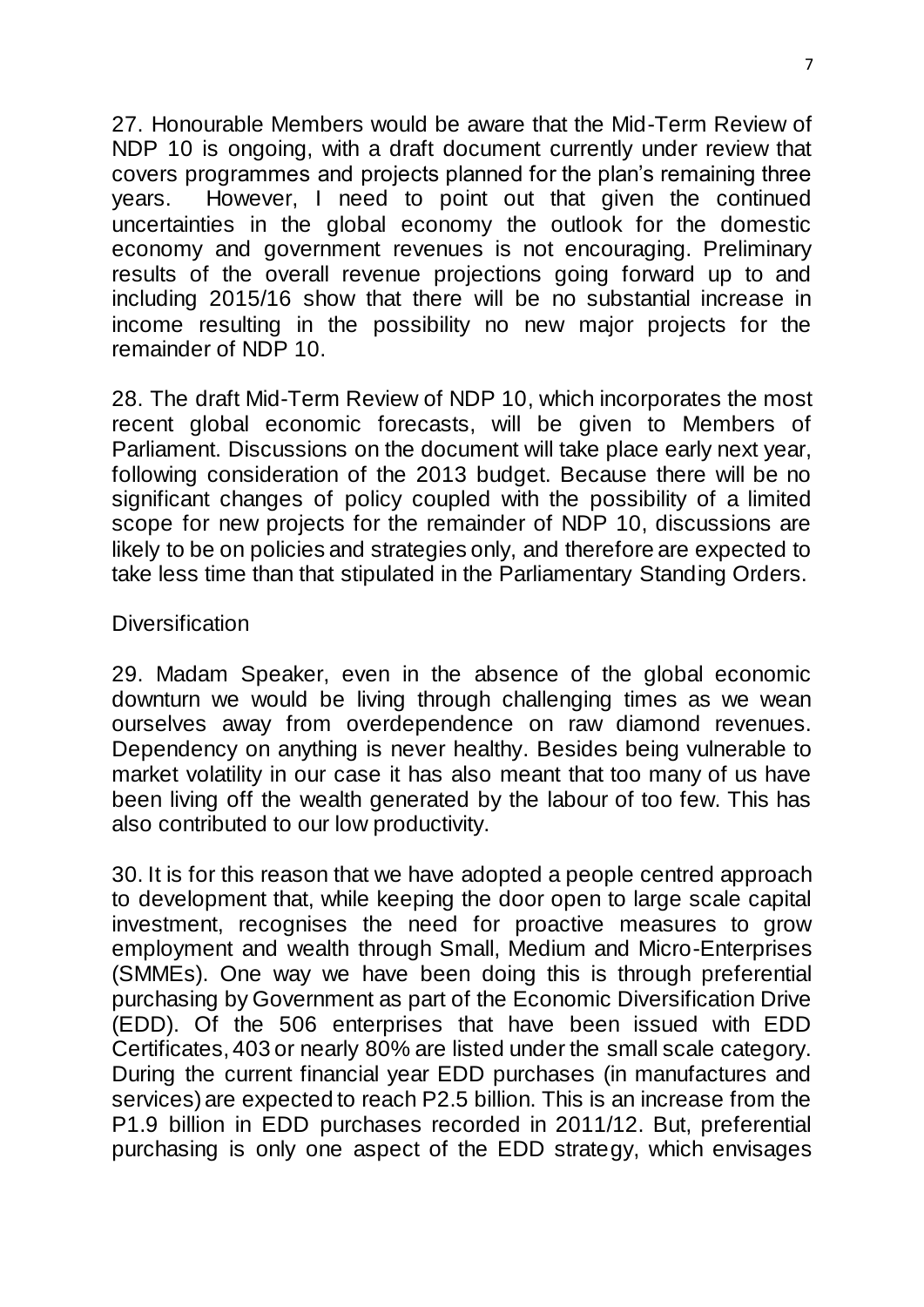27. Honourable Members would be aware that the Mid-Term Review of NDP 10 is ongoing, with a draft document currently under review that covers programmes and projects planned for the plan's remaining three years. However, I need to point out that given the continued uncertainties in the global economy the outlook for the domestic economy and government revenues is not encouraging. Preliminary results of the overall revenue projections going forward up to and including 2015/16 show that there will be no substantial increase in income resulting in the possibility no new major projects for the remainder of NDP 10.

28. The draft Mid-Term Review of NDP 10, which incorporates the most recent global economic forecasts, will be given to Members of Parliament. Discussions on the document will take place early next year, following consideration of the 2013 budget. Because there will be no significant changes of policy coupled with the possibility of a limited scope for new projects for the remainder of NDP 10, discussions are likely to be on policies and strategies only, and therefore are expected to take less time than that stipulated in the Parliamentary Standing Orders.

Diversification

29. Madam Speaker, even in the absence of the global economic downturn we would be living through challenging times as we wean ourselves away from overdependence on raw diamond revenues. Dependency on anything is never healthy. Besides being vulnerable to market volatility in our case it has also meant that too many of us have been living off the wealth generated by the labour of too few. This has also contributed to our low productivity.

30. It is for this reason that we have adopted a people centred approach to development that, while keeping the door open to large scale capital investment, recognises the need for proactive measures to grow employment and wealth through Small, Medium and Micro-Enterprises (SMMEs). One way we have been doing this is through preferential purchasing by Government as part of the Economic Diversification Drive (EDD). Of the 506 enterprises that have been issued with EDD Certificates, 403 or nearly 80% are listed under the small scale category. During the current financial year EDD purchases (in manufactures and services) are expected to reach P2.5 billion. This is an increase from the P1.9 billion in EDD purchases recorded in 2011/12. But, preferential purchasing is only one aspect of the EDD strategy, which envisages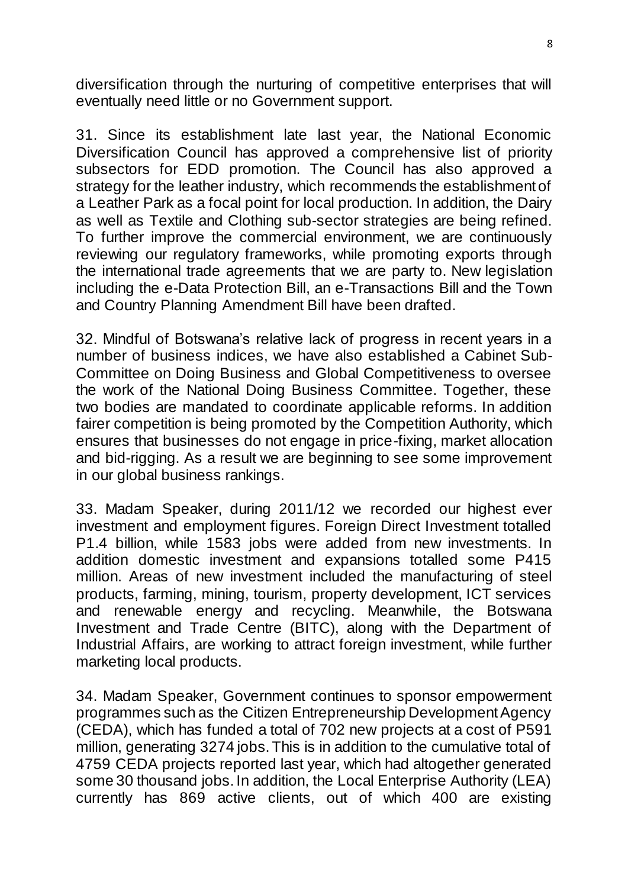diversification through the nurturing of competitive enterprises that will eventually need little or no Government support.

31. Since its establishment late last year, the National Economic Diversification Council has approved a comprehensive list of priority subsectors for EDD promotion. The Council has also approved a strategy for the leather industry, which recommends the establishment of a Leather Park as a focal point for local production. In addition, the Dairy as well as Textile and Clothing sub-sector strategies are being refined. To further improve the commercial environment, we are continuously reviewing our regulatory frameworks, while promoting exports through the international trade agreements that we are party to. New legislation including the e-Data Protection Bill, an e-Transactions Bill and the Town and Country Planning Amendment Bill have been drafted.

32. Mindful of Botswana's relative lack of progress in recent years in a number of business indices, we have also established a Cabinet Sub-Committee on Doing Business and Global Competitiveness to oversee the work of the National Doing Business Committee. Together, these two bodies are mandated to coordinate applicable reforms. In addition fairer competition is being promoted by the Competition Authority, which ensures that businesses do not engage in price-fixing, market allocation and bid-rigging. As a result we are beginning to see some improvement in our global business rankings.

33. Madam Speaker, during 2011/12 we recorded our highest ever investment and employment figures. Foreign Direct Investment totalled P1.4 billion, while 1583 jobs were added from new investments. In addition domestic investment and expansions totalled some P415 million. Areas of new investment included the manufacturing of steel products, farming, mining, tourism, property development, ICT services and renewable energy and recycling. Meanwhile, the Botswana Investment and Trade Centre (BITC), along with the Department of Industrial Affairs, are working to attract foreign investment, while further marketing local products.

34. Madam Speaker, Government continues to sponsor empowerment programmes such as the Citizen Entrepreneurship Development Agency (CEDA), which has funded a total of 702 new projects at a cost of P591 million, generating 3274 jobs. This is in addition to the cumulative total of 4759 CEDA projects reported last year, which had altogether generated some 30 thousand jobs. In addition, the Local Enterprise Authority (LEA) currently has 869 active clients, out of which 400 are existing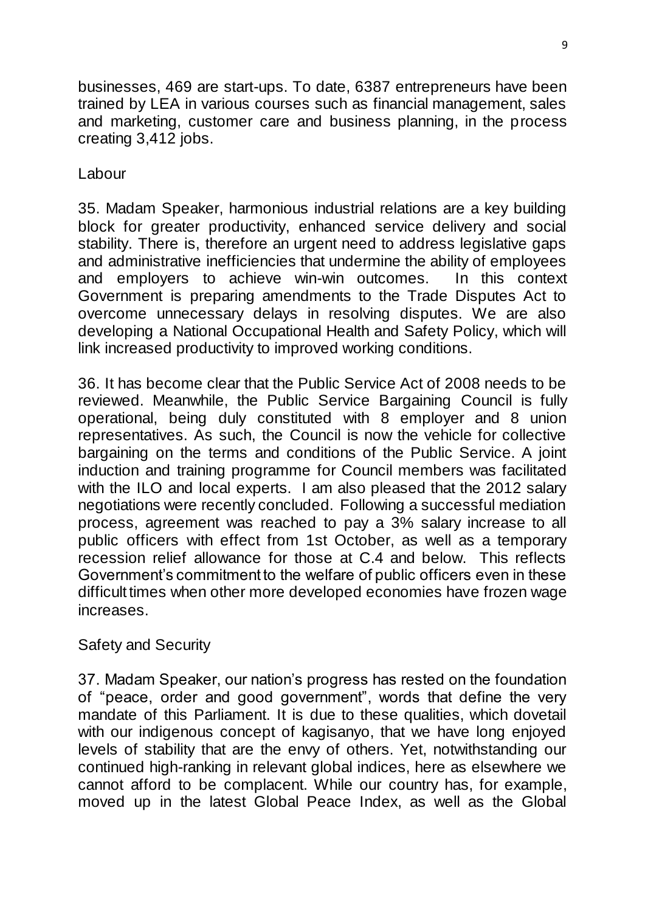businesses, 469 are start-ups. To date, 6387 entrepreneurs have been trained by LEA in various courses such as financial management, sales and marketing, customer care and business planning, in the process creating 3,412 jobs.

### Labour

35. Madam Speaker, harmonious industrial relations are a key building block for greater productivity, enhanced service delivery and social stability. There is, therefore an urgent need to address legislative gaps and administrative inefficiencies that undermine the ability of employees and employers to achieve win-win outcomes. In this context Government is preparing amendments to the Trade Disputes Act to overcome unnecessary delays in resolving disputes. We are also developing a National Occupational Health and Safety Policy, which will link increased productivity to improved working conditions.

36. It has become clear that the Public Service Act of 2008 needs to be reviewed. Meanwhile, the Public Service Bargaining Council is fully operational, being duly constituted with 8 employer and 8 union representatives. As such, the Council is now the vehicle for collective bargaining on the terms and conditions of the Public Service. A joint induction and training programme for Council members was facilitated with the ILO and local experts. I am also pleased that the 2012 salary negotiations were recently concluded. Following a successful mediation process, agreement was reached to pay a 3% salary increase to all public officers with effect from 1st October, as well as a temporary recession relief allowance for those at C.4 and below. This reflects Government's commitment to the welfare of public officers even in these difficult times when other more developed economies have frozen wage increases.

### Safety and Security

37. Madam Speaker, our nation's progress has rested on the foundation of "peace, order and good government", words that define the very mandate of this Parliament. It is due to these qualities, which dovetail with our indigenous concept of kagisanyo, that we have long enjoyed levels of stability that are the envy of others. Yet, notwithstanding our continued high-ranking in relevant global indices, here as elsewhere we cannot afford to be complacent. While our country has, for example, moved up in the latest Global Peace Index, as well as the Global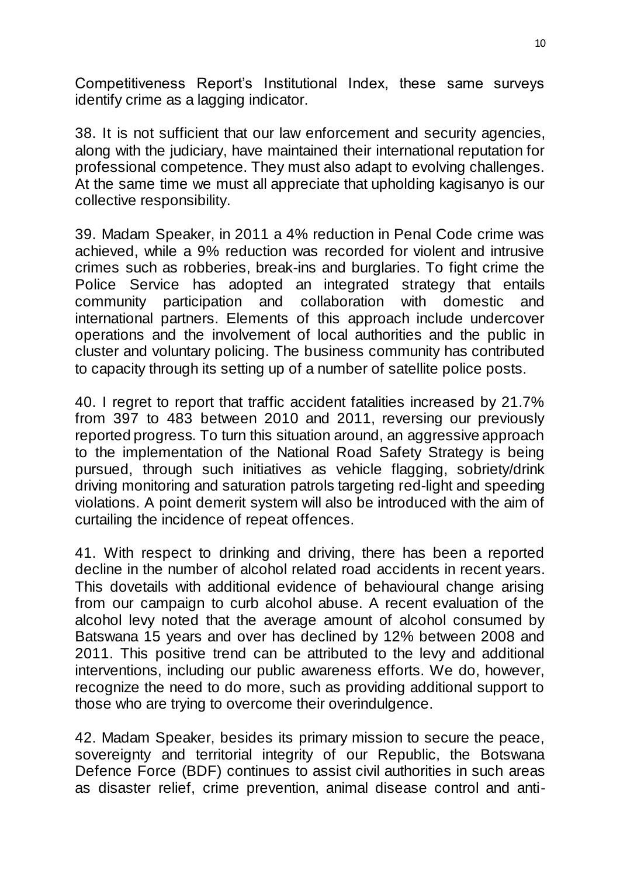Competitiveness Report's Institutional Index, these same surveys identify crime as a lagging indicator.

38. It is not sufficient that our law enforcement and security agencies, along with the judiciary, have maintained their international reputation for professional competence. They must also adapt to evolving challenges. At the same time we must all appreciate that upholding kagisanyo is our collective responsibility.

39. Madam Speaker, in 2011 a 4% reduction in Penal Code crime was achieved, while a 9% reduction was recorded for violent and intrusive crimes such as robberies, break-ins and burglaries. To fight crime the Police Service has adopted an integrated strategy that entails community participation and collaboration with domestic and international partners. Elements of this approach include undercover operations and the involvement of local authorities and the public in cluster and voluntary policing. The business community has contributed to capacity through its setting up of a number of satellite police posts.

40. I regret to report that traffic accident fatalities increased by 21.7% from 397 to 483 between 2010 and 2011, reversing our previously reported progress. To turn this situation around, an aggressive approach to the implementation of the National Road Safety Strategy is being pursued, through such initiatives as vehicle flagging, sobriety/drink driving monitoring and saturation patrols targeting red-light and speeding violations. A point demerit system will also be introduced with the aim of curtailing the incidence of repeat offences.

41. With respect to drinking and driving, there has been a reported decline in the number of alcohol related road accidents in recent years. This dovetails with additional evidence of behavioural change arising from our campaign to curb alcohol abuse. A recent evaluation of the alcohol levy noted that the average amount of alcohol consumed by Batswana 15 years and over has declined by 12% between 2008 and 2011. This positive trend can be attributed to the levy and additional interventions, including our public awareness efforts. We do, however, recognize the need to do more, such as providing additional support to those who are trying to overcome their overindulgence.

42. Madam Speaker, besides its primary mission to secure the peace, sovereignty and territorial integrity of our Republic, the Botswana Defence Force (BDF) continues to assist civil authorities in such areas as disaster relief, crime prevention, animal disease control and anti-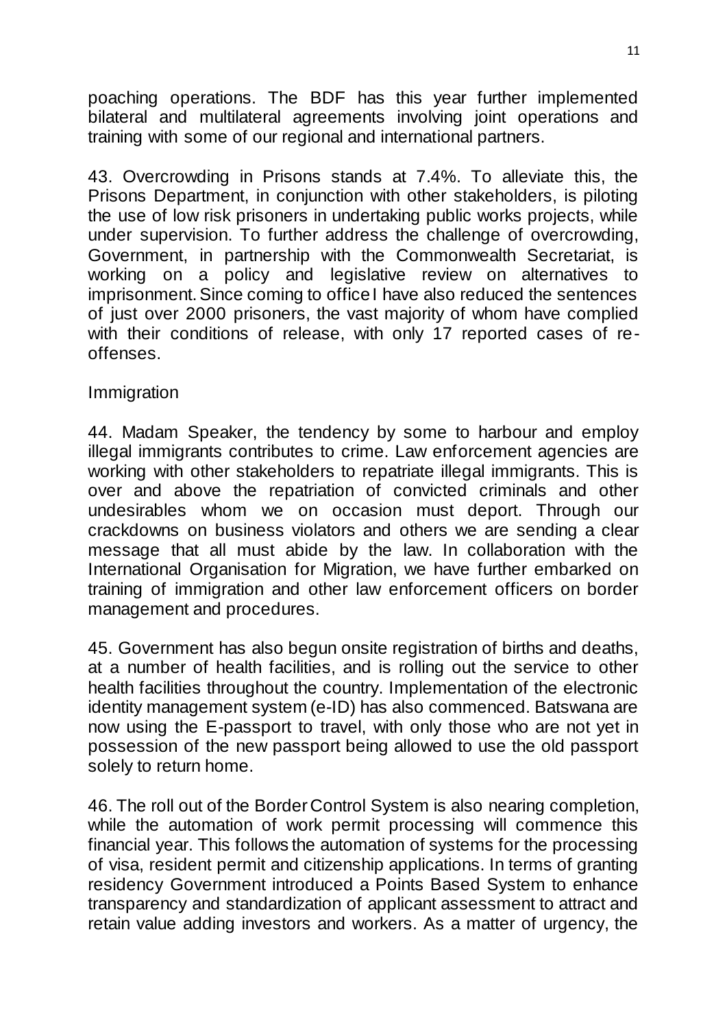poaching operations. The BDF has this year further implemented bilateral and multilateral agreements involving joint operations and training with some of our regional and international partners.

43. Overcrowding in Prisons stands at 7.4%. To alleviate this, the Prisons Department, in conjunction with other stakeholders, is piloting the use of low risk prisoners in undertaking public works projects, while under supervision. To further address the challenge of overcrowding, Government, in partnership with the Commonwealth Secretariat, is working on a policy and legislative review on alternatives to imprisonment. Since coming to office I have also reduced the sentences of just over 2000 prisoners, the vast majority of whom have complied with their conditions of release, with only 17 reported cases of re-offenses.

## Immigration

44. Madam Speaker, the tendency by some to harbour and employ illegal immigrants contributes to crime. Law enforcement agencies are working with other stakeholders to repatriate illegal immigrants. This is over and above the repatriation of convicted criminals and other undesirables whom we on occasion must deport. Through our crackdowns on business violators and others we are sending a clear message that all must abide by the law. In collaboration with the International Organisation for Migration, we have further embarked on training of immigration and other law enforcement officers on border management and procedures.

45. Government has also begun onsite registration of births and deaths, at a number of health facilities, and is rolling out the service to other health facilities throughout the country. Implementation of the electronic identity management system (e-ID) has also commenced. Batswana are now using the E-passport to travel, with only those who are not yet in possession of the new passport being allowed to use the old passport solely to return home.

46. The roll out of the Border Control System is also nearing completion, while the automation of work permit processing will commence this financial year. This follows the automation of systems for the processing of visa, resident permit and citizenship applications. In terms of granting residency Government introduced a Points Based System to enhance transparency and standardization of applicant assessment to attract and retain value adding investors and workers. As a matter of urgency, the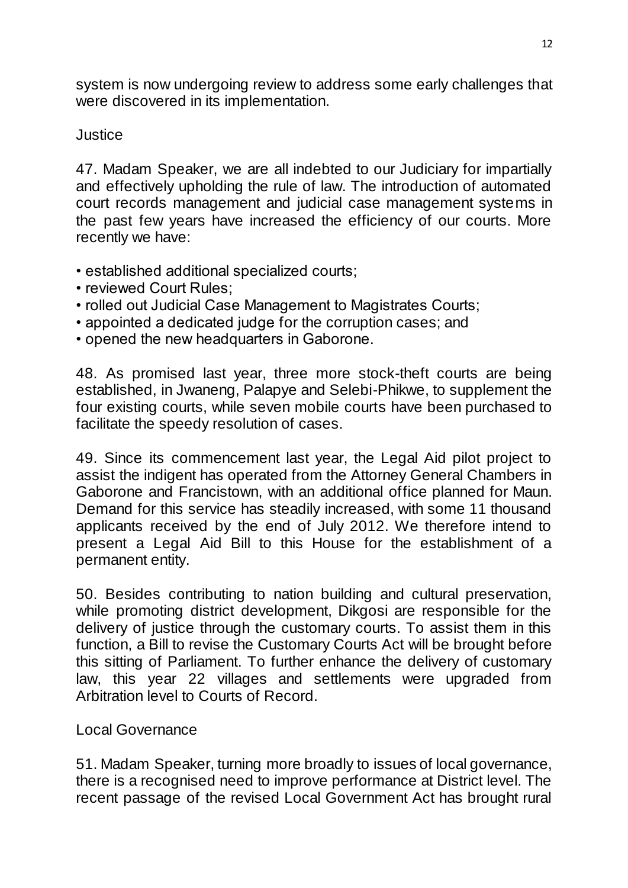system is now undergoing review to address some early challenges that were discovered in its implementation.

## Justice

47. Madam Speaker, we are all indebted to our Judiciary for impartially and effectively upholding the rule of law. The introduction of automated court records management and judicial case management systems in the past few years have increased the efficiency of our courts. More recently we have:

- established additional specialized courts;
- reviewed Court Rules;
- rolled out Judicial Case Management to Magistrates Courts;
- appointed a dedicated judge for the corruption cases; and
- opened the new headquarters in Gaborone.

48. As promised last year, three more stock-theft courts are being established, in Jwaneng, Palapye and Selebi-Phikwe, to supplement the four existing courts, while seven mobile courts have been purchased to facilitate the speedy resolution of cases.

49. Since its commencement last year, the Legal Aid pilot project to assist the indigent has operated from the Attorney General Chambers in Gaborone and Francistown, with an additional office planned for Maun. Demand for this service has steadily increased, with some 11 thousand applicants received by the end of July 2012. We therefore intend to present a Legal Aid Bill to this House for the establishment of a permanent entity.

50. Besides contributing to nation building and cultural preservation, while promoting district development, Dikgosi are responsible for the delivery of justice through the customary courts. To assist them in this function, a Bill to revise the Customary Courts Act will be brought before this sitting of Parliament. To further enhance the delivery of customary law, this year 22 villages and settlements were upgraded from Arbitration level to Courts of Record.

## Local Governance

51. Madam Speaker, turning more broadly to issues of local governance, there is a recognised need to improve performance at District level. The recent passage of the revised Local Government Act has brought rural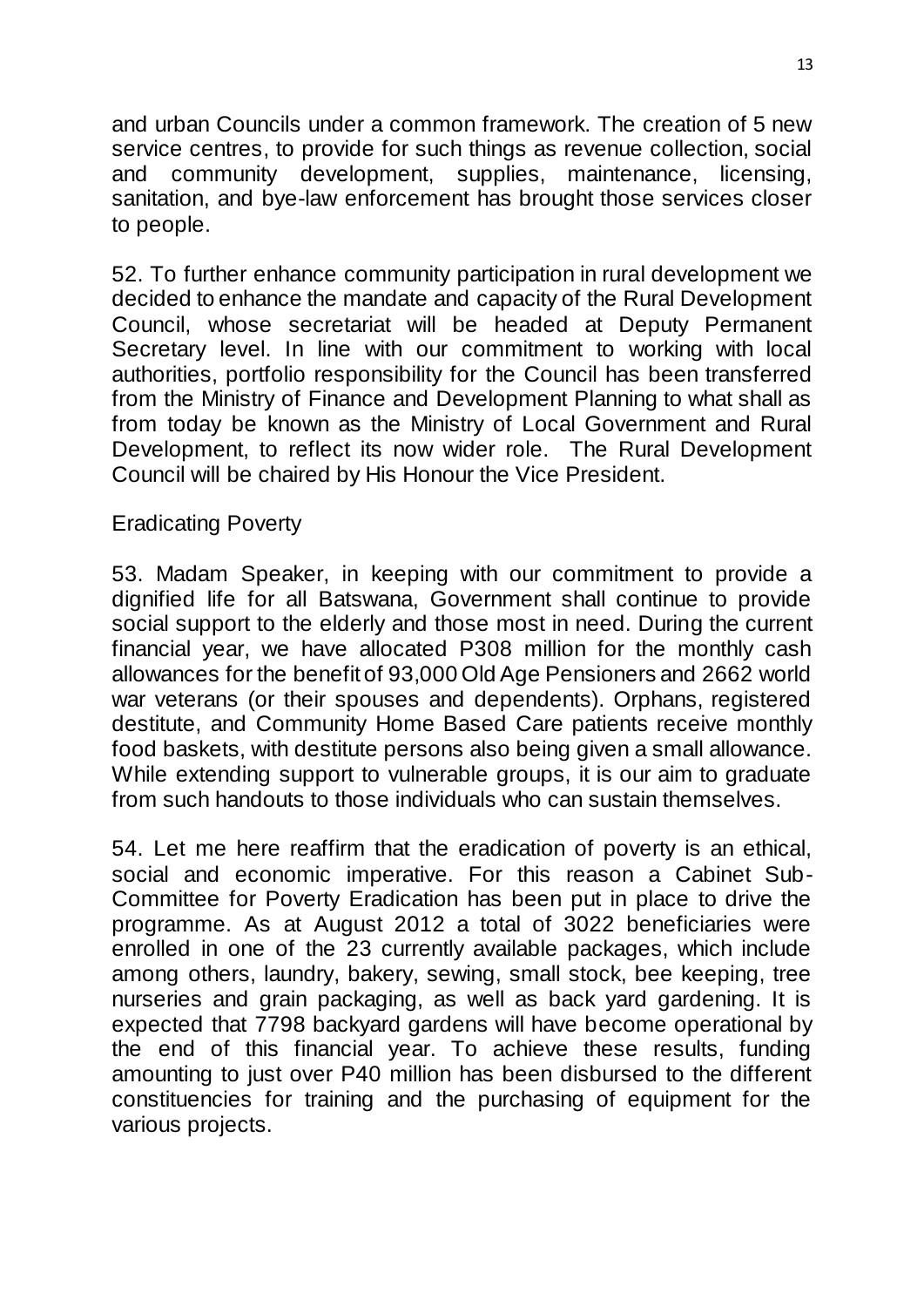and urban Councils under a common framework. The creation of 5 new service centres, to provide for such things as revenue collection, social and community development, supplies, maintenance, licensing, sanitation, and bye-law enforcement has brought those services closer to people.

52. To further enhance community participation in rural development we decided to enhance the mandate and capacity of the Rural Development Council, whose secretariat will be headed at Deputy Permanent Secretary level. In line with our commitment to working with local authorities, portfolio responsibility for the Council has been transferred from the Ministry of Finance and Development Planning to what shall as from today be known as the Ministry of Local Government and Rural Development, to reflect its now wider role. The Rural Development Council will be chaired by His Honour the Vice President.

## Eradicating Poverty

53. Madam Speaker, in keeping with our commitment to provide a dignified life for all Batswana, Government shall continue to provide social support to the elderly and those most in need. During the current financial year, we have allocated P308 million for the monthly cash allowances for the benefit of 93,000 Old Age Pensioners and 2662 world war veterans (or their spouses and dependents). Orphans, registered destitute, and Community Home Based Care patients receive monthly food baskets, with destitute persons also being given a small allowance. While extending support to vulnerable groups, it is our aim to graduate from such handouts to those individuals who can sustain themselves.

54. Let me here reaffirm that the eradication of poverty is an ethical, social and economic imperative. For this reason a Cabinet Sub-Committee for Poverty Eradication has been put in place to drive the programme. As at August 2012 a total of 3022 beneficiaries were enrolled in one of the 23 currently available packages, which include among others, laundry, bakery, sewing, small stock, bee keeping, tree nurseries and grain packaging, as well as back yard gardening. It is expected that 7798 backyard gardens will have become operational by the end of this financial year. To achieve these results, funding amounting to just over P40 million has been disbursed to the different constituencies for training and the purchasing of equipment for the various projects.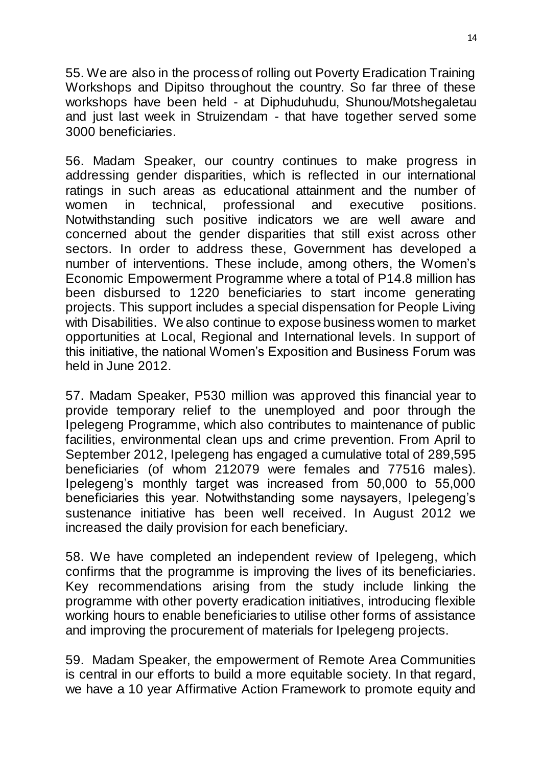55. We are also in the process of rolling out Poverty Eradication Training Workshops and Dipitso throughout the country. So far three of these workshops have been held - at Diphuduhudu, Shunou/Motshegaletau and just last week in Struizendam - that have together served some 3000 beneficiaries.

56. Madam Speaker, our country continues to make progress in addressing gender disparities, which is reflected in our international ratings in such areas as educational attainment and the number of women in technical, professional and executive positions. Notwithstanding such positive indicators we are well aware and concerned about the gender disparities that still exist across other sectors. In order to address these, Government has developed a number of interventions. These include, among others, the Women's Economic Empowerment Programme where a total of P14.8 million has been disbursed to 1220 beneficiaries to start income generating projects. This support includes a special dispensation for People Living with Disabilities. We also continue to expose business women to market opportunities at Local, Regional and International levels. In support of this initiative, the national Women's Exposition and Business Forum was held in June 2012.

57. Madam Speaker, P530 million was approved this financial year to provide temporary relief to the unemployed and poor through the Ipelegeng Programme, which also contributes to maintenance of public facilities, environmental clean ups and crime prevention. From April to September 2012, Ipelegeng has engaged a cumulative total of 289,595 beneficiaries (of whom 212079 were females and 77516 males). Ipelegeng's monthly target was increased from 50,000 to 55,000 beneficiaries this year. Notwithstanding some naysayers, Ipelegeng's sustenance initiative has been well received. In August 2012 we increased the daily provision for each beneficiary.

58. We have completed an independent review of Ipelegeng, which confirms that the programme is improving the lives of its beneficiaries. Key recommendations arising from the study include linking the programme with other poverty eradication initiatives, introducing flexible working hours to enable beneficiaries to utilise other forms of assistance and improving the procurement of materials for Ipelegeng projects.

59. Madam Speaker, the empowerment of Remote Area Communities is central in our efforts to build a more equitable society. In that regard, we have a 10 year Affirmative Action Framework to promote equity and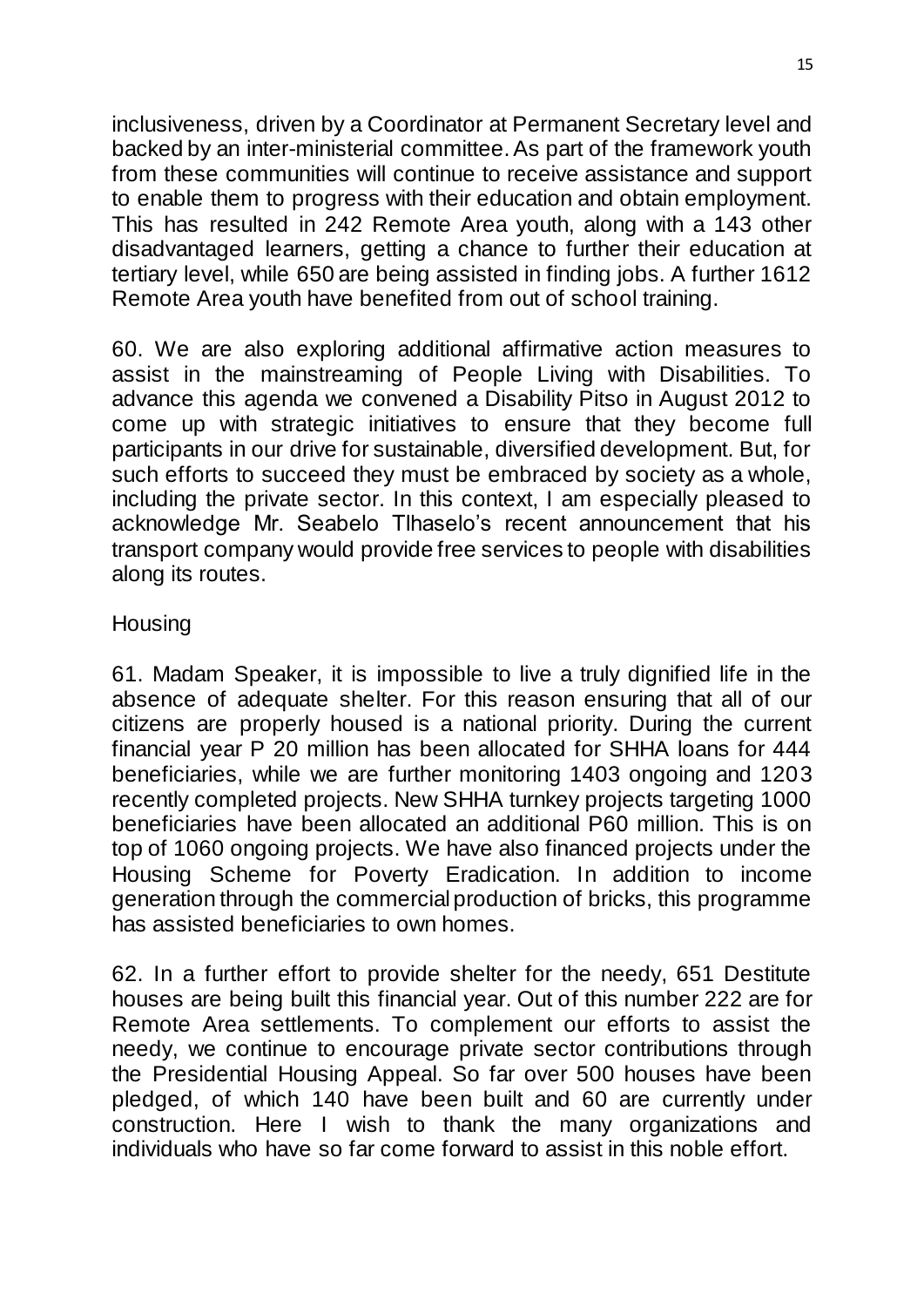inclusiveness, driven by a Coordinator at Permanent Secretary level and backed by an inter-ministerial committee. As part of the framework youth from these communities will continue to receive assistance and support to enable them to progress with their education and obtain employment. This has resulted in 242 Remote Area youth, along with a 143 other disadvantaged learners, getting a chance to further their education at tertiary level, while 650 are being assisted in finding jobs. A further 1612 Remote Area youth have benefited from out of school training.

60. We are also exploring additional affirmative action measures to assist in the mainstreaming of People Living with Disabilities. To advance this agenda we convened a Disability Pitso in August 2012 to come up with strategic initiatives to ensure that they become full participants in our drive for sustainable, diversified development. But, for such efforts to succeed they must be embraced by society as a whole, including the private sector. In this context, I am especially pleased to acknowledge Mr. Seabelo Tlhaselo's recent announcement that his transport company would provide free services to people with disabilities along its routes.

## Housing

61. Madam Speaker, it is impossible to live a truly dignified life in the absence of adequate shelter. For this reason ensuring that all of our citizens are properly housed is a national priority. During the current financial year P 20 million has been allocated for SHHA loans for 444 beneficiaries, while we are further monitoring 1403 ongoing and 1203 recently completed projects. New SHHA turnkey projects targeting 1000 beneficiaries have been allocated an additional P60 million. This is on top of 1060 ongoing projects. We have also financed projects under the Housing Scheme for Poverty Eradication. In addition to income generation through the commercial production of bricks, this programme has assisted beneficiaries to own homes.

62. In a further effort to provide shelter for the needy, 651 Destitute houses are being built this financial year. Out of this number 222 are for Remote Area settlements. To complement our efforts to assist the needy, we continue to encourage private sector contributions through the Presidential Housing Appeal. So far over 500 houses have been pledged, of which 140 have been built and 60 are currently under construction. Here I wish to thank the many organizations and individuals who have so far come forward to assist in this noble effort.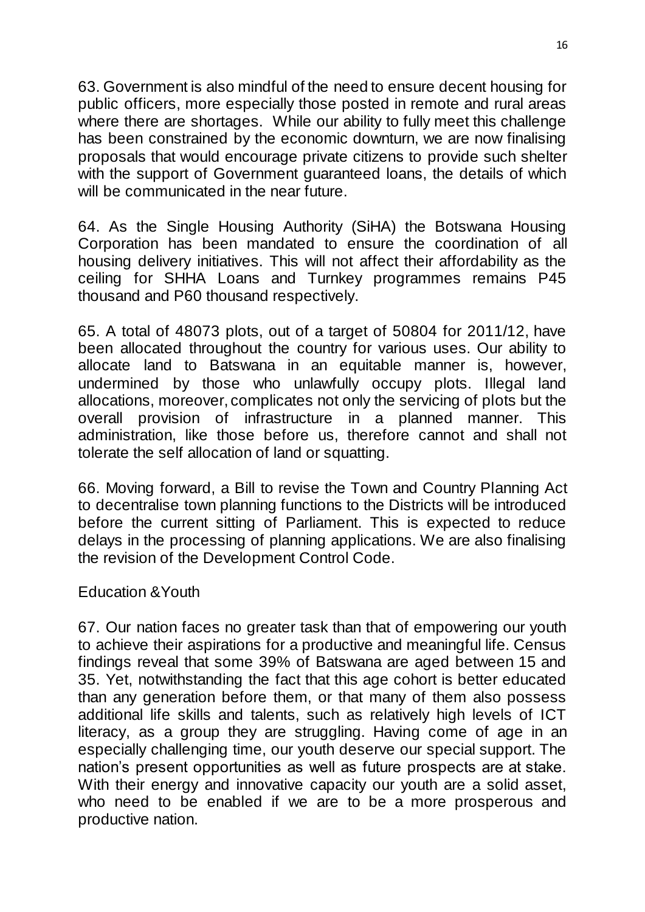63. Government is also mindful of the need to ensure decent housing for public officers, more especially those posted in remote and rural areas where there are shortages. While our ability to fully meet this challenge has been constrained by the economic downturn, we are now finalising proposals that would encourage private citizens to provide such shelter with the support of Government guaranteed loans, the details of which will be communicated in the near future.

64. As the Single Housing Authority (SiHA) the Botswana Housing Corporation has been mandated to ensure the coordination of all housing delivery initiatives. This will not affect their affordability as the ceiling for SHHA Loans and Turnkey programmes remains P45 thousand and P60 thousand respectively.

65. A total of 48073 plots, out of a target of 50804 for 2011/12, have been allocated throughout the country for various uses. Our ability to allocate land to Batswana in an equitable manner is, however, undermined by those who unlawfully occupy plots. Illegal land allocations, moreover, complicates not only the servicing of plots but the overall provision of infrastructure in a planned manner. This administration, like those before us, therefore cannot and shall not tolerate the self allocation of land or squatting.

66. Moving forward, a Bill to revise the Town and Country Planning Act to decentralise town planning functions to the Districts will be introduced before the current sitting of Parliament. This is expected to reduce delays in the processing of planning applications. We are also finalising the revision of the Development Control Code.

## Education &Youth

67. Our nation faces no greater task than that of empowering our youth to achieve their aspirations for a productive and meaningful life. Census findings reveal that some 39% of Batswana are aged between 15 and 35. Yet, notwithstanding the fact that this age cohort is better educated than any generation before them, or that many of them also possess additional life skills and talents, such as relatively high levels of ICT literacy, as a group they are struggling. Having come of age in an especially challenging time, our youth deserve our special support. The nation's present opportunities as well as future prospects are at stake. With their energy and innovative capacity our youth are a solid asset, who need to be enabled if we are to be a more prosperous and productive nation.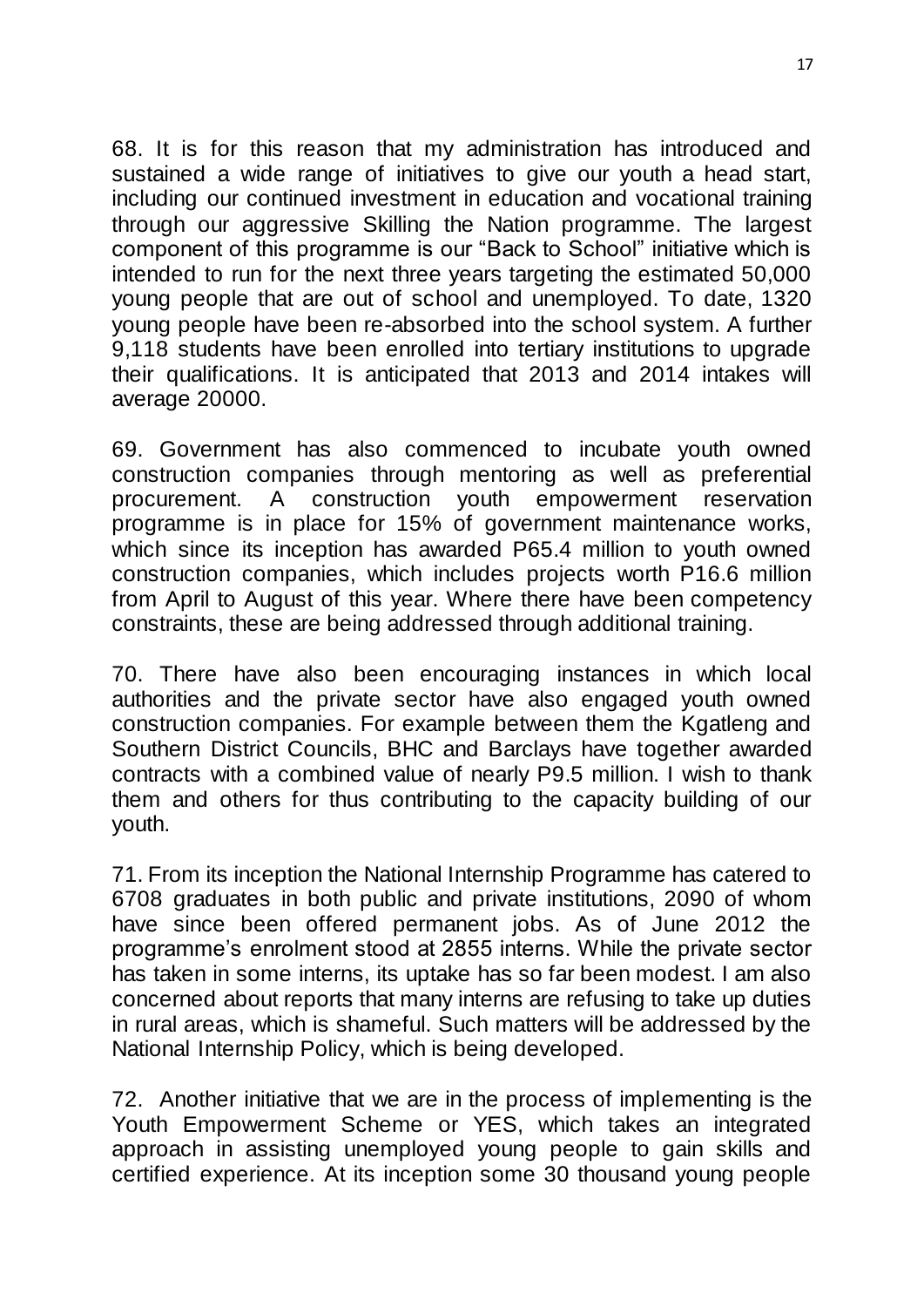68. It is for this reason that my administration has introduced and sustained a wide range of initiatives to give our youth a head start, including our continued investment in education and vocational training through our aggressive Skilling the Nation programme. The largest component of this programme is our "Back to School" initiative which is intended to run for the next three years targeting the estimated 50,000 young people that are out of school and unemployed. To date, 1320 young people have been re-absorbed into the school system. A further 9,118 students have been enrolled into tertiary institutions to upgrade their qualifications. It is anticipated that 2013 and 2014 intakes will average 20000.

69. Government has also commenced to incubate youth owned construction companies through mentoring as well as preferential procurement. A construction youth empowerment reservation programme is in place for 15% of government maintenance works, which since its inception has awarded P65.4 million to youth owned construction companies, which includes projects worth P16.6 million from April to August of this year. Where there have been competency constraints, these are being addressed through additional training.

70. There have also been encouraging instances in which local authorities and the private sector have also engaged youth owned construction companies. For example between them the Kgatleng and Southern District Councils, BHC and Barclays have together awarded contracts with a combined value of nearly P9.5 million. I wish to thank them and others for thus contributing to the capacity building of our youth.

71. From its inception the National Internship Programme has catered to 6708 graduates in both public and private institutions, 2090 of whom have since been offered permanent jobs. As of June 2012 the programme's enrolment stood at 2855 interns. While the private sector has taken in some interns, its uptake has so far been modest. I am also concerned about reports that many interns are refusing to take up duties in rural areas, which is shameful. Such matters will be addressed by the National Internship Policy, which is being developed.

72. Another initiative that we are in the process of implementing is the Youth Empowerment Scheme or YES, which takes an integrated approach in assisting unemployed young people to gain skills and certified experience. At its inception some 30 thousand young people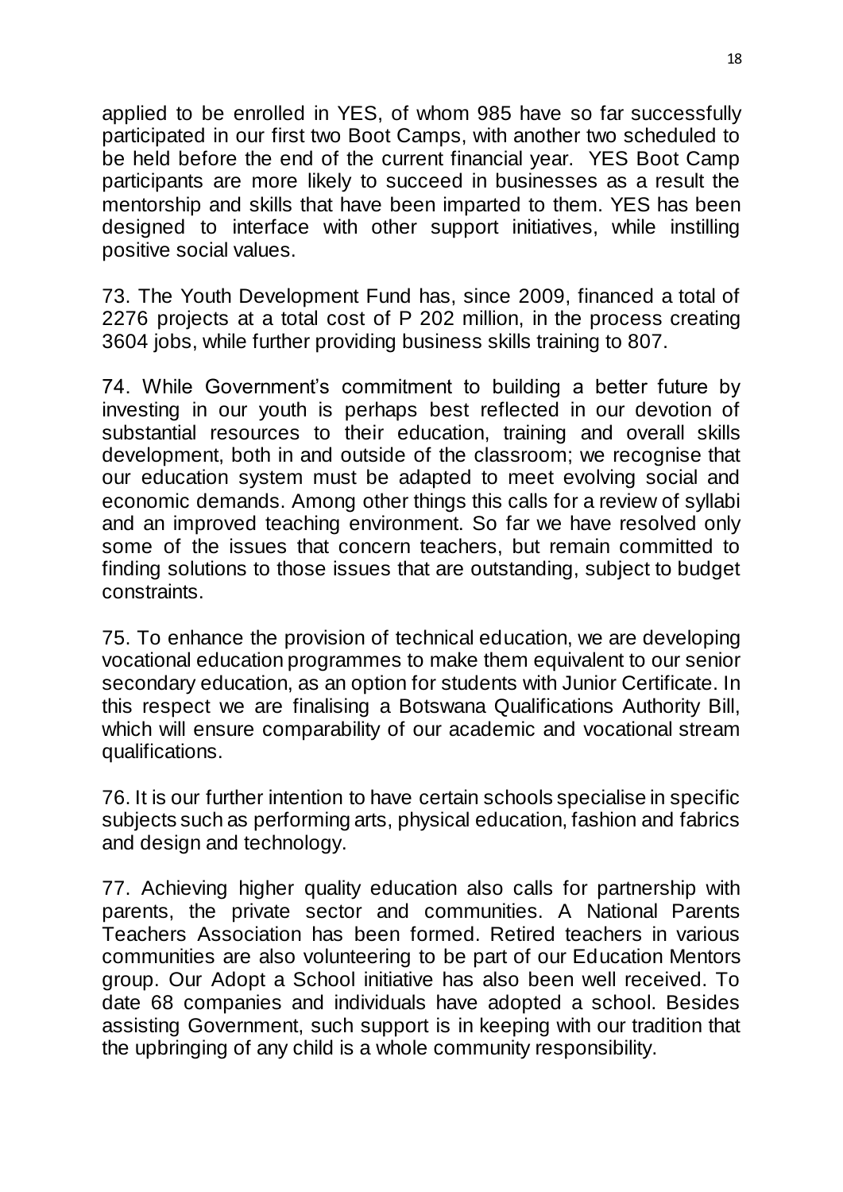applied to be enrolled in YES, of whom 985 have so far successfully participated in our first two Boot Camps, with another two scheduled to be held before the end of the current financial year. YES Boot Camp participants are more likely to succeed in businesses as a result the mentorship and skills that have been imparted to them. YES has been designed to interface with other support initiatives, while instilling positive social values.

73. The Youth Development Fund has, since 2009, financed a total of 2276 projects at a total cost of P 202 million, in the process creating 3604 jobs, while further providing business skills training to 807.

74. While Government's commitment to building a better future by investing in our youth is perhaps best reflected in our devotion of substantial resources to their education, training and overall skills development, both in and outside of the classroom; we recognise that our education system must be adapted to meet evolving social and economic demands. Among other things this calls for a review of syllabi and an improved teaching environment. So far we have resolved only some of the issues that concern teachers, but remain committed to finding solutions to those issues that are outstanding, subject to budget constraints.

75. To enhance the provision of technical education, we are developing vocational education programmes to make them equivalent to our senior secondary education, as an option for students with Junior Certificate. In this respect we are finalising a Botswana Qualifications Authority Bill, which will ensure comparability of our academic and vocational stream qualifications.

76. It is our further intention to have certain schools specialise in specific subjects such as performing arts, physical education, fashion and fabrics and design and technology.

77. Achieving higher quality education also calls for partnership with parents, the private sector and communities. A National Parents Teachers Association has been formed. Retired teachers in various communities are also volunteering to be part of our Education Mentors group. Our Adopt a School initiative has also been well received. To date 68 companies and individuals have adopted a school. Besides assisting Government, such support is in keeping with our tradition that the upbringing of any child is a whole community responsibility.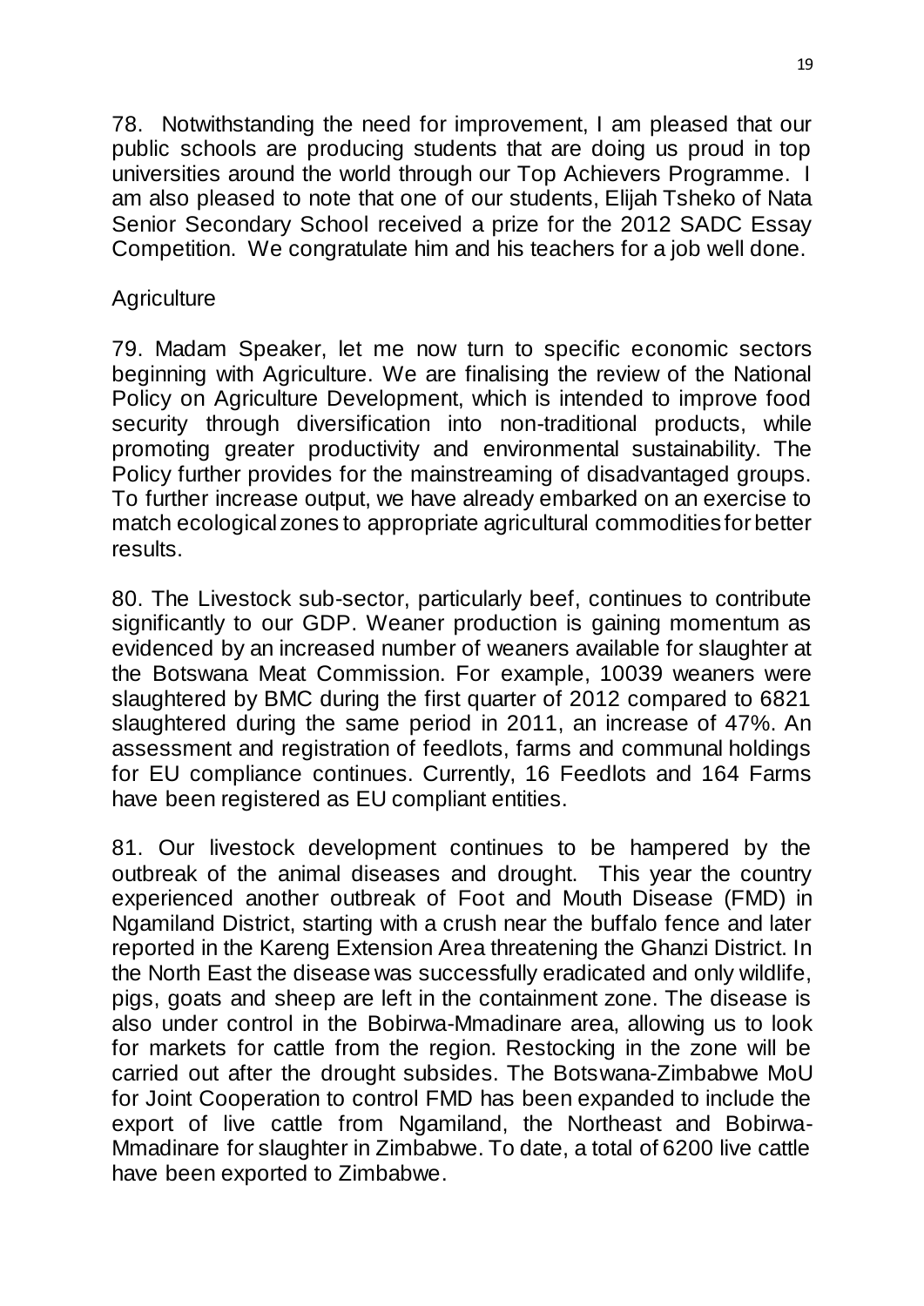78. Notwithstanding the need for improvement, I am pleased that our public schools are producing students that are doing us proud in top universities around the world through our Top Achievers Programme. I am also pleased to note that one of our students, Elijah Tsheko of Nata Senior Secondary School received a prize for the 2012 SADC Essay Competition. We congratulate him and his teachers for a job well done.

## Agriculture

79. Madam Speaker, let me now turn to specific economic sectors beginning with Agriculture. We are finalising the review of the National Policy on Agriculture Development, which is intended to improve food security through diversification into non-traditional products, while promoting greater productivity and environmental sustainability. The Policy further provides for the mainstreaming of disadvantaged groups. To further increase output, we have already embarked on an exercise to match ecological zones to appropriate agricultural commodities for better results.

80. The Livestock sub-sector, particularly beef, continues to contribute significantly to our GDP. Weaner production is gaining momentum as evidenced by an increased number of weaners available for slaughter at the Botswana Meat Commission. For example, 10039 weaners were slaughtered by BMC during the first quarter of 2012 compared to 6821 slaughtered during the same period in 2011, an increase of 47%. An assessment and registration of feedlots, farms and communal holdings for EU compliance continues. Currently, 16 Feedlots and 164 Farms have been registered as EU compliant entities.

81. Our livestock development continues to be hampered by the outbreak of the animal diseases and drought. This year the country experienced another outbreak of Foot and Mouth Disease (FMD) in Ngamiland District, starting with a crush near the buffalo fence and later reported in the Kareng Extension Area threatening the Ghanzi District. In the North East the disease was successfully eradicated and only wildlife, pigs, goats and sheep are left in the containment zone. The disease is also under control in the Bobirwa-Mmadinare area, allowing us to look for markets for cattle from the region. Restocking in the zone will be carried out after the drought subsides. The Botswana-Zimbabwe MoU for Joint Cooperation to control FMD has been expanded to include the export of live cattle from Ngamiland, the Northeast and Bobirwa-Mmadinare for slaughter in Zimbabwe. To date, a total of 6200 live cattle have been exported to Zimbabwe.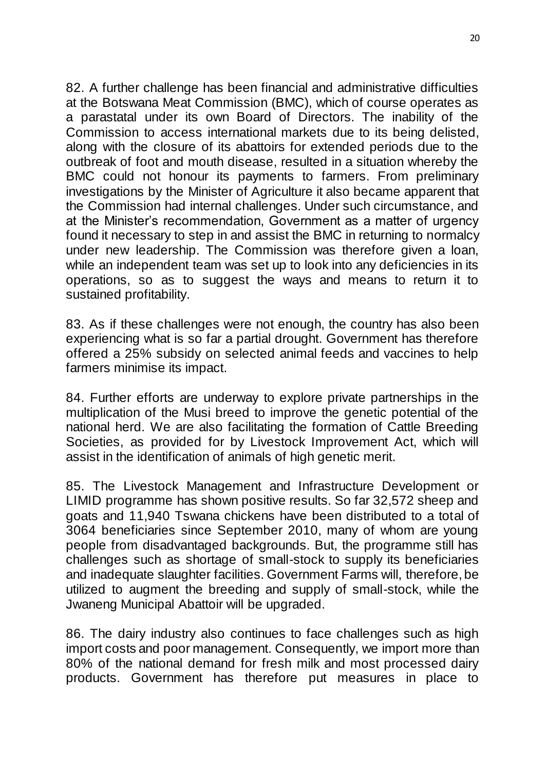82. A further challenge has been financial and administrative difficulties at the Botswana Meat Commission (BMC), which of course operates as a parastatal under its own Board of Directors. The inability of the Commission to access international markets due to its being delisted, along with the closure of its abattoirs for extended periods due to the outbreak of foot and mouth disease, resulted in a situation whereby the BMC could not honour its payments to farmers. From preliminary investigations by the Minister of Agriculture it also became apparent that the Commission had internal challenges. Under such circumstance, and at the Minister's recommendation, Government as a matter of urgency found it necessary to step in and assist the BMC in returning to normalcy under new leadership. The Commission was therefore given a loan, while an independent team was set up to look into any deficiencies in its operations, so as to suggest the ways and means to return it to sustained profitability.

83. As if these challenges were not enough, the country has also been experiencing what is so far a partial drought. Government has therefore offered a 25% subsidy on selected animal feeds and vaccines to help farmers minimise its impact.

84. Further efforts are underway to explore private partnerships in the multiplication of the Musi breed to improve the genetic potential of the national herd. We are also facilitating the formation of Cattle Breeding Societies, as provided for by Livestock Improvement Act, which will assist in the identification of animals of high genetic merit.

85. The Livestock Management and Infrastructure Development or LIMID programme has shown positive results. So far 32,572 sheep and goats and 11,940 Tswana chickens have been distributed to a total of 3064 beneficiaries since September 2010, many of whom are young people from disadvantaged backgrounds. But, the programme still has challenges such as shortage of small-stock to supply its beneficiaries and inadequate slaughter facilities. Government Farms will, therefore, be utilized to augment the breeding and supply of small-stock, while the Jwaneng Municipal Abattoir will be upgraded.

86. The dairy industry also continues to face challenges such as high import costs and poor management. Consequently, we import more than 80% of the national demand for fresh milk and most processed dairy products. Government has therefore put measures in place to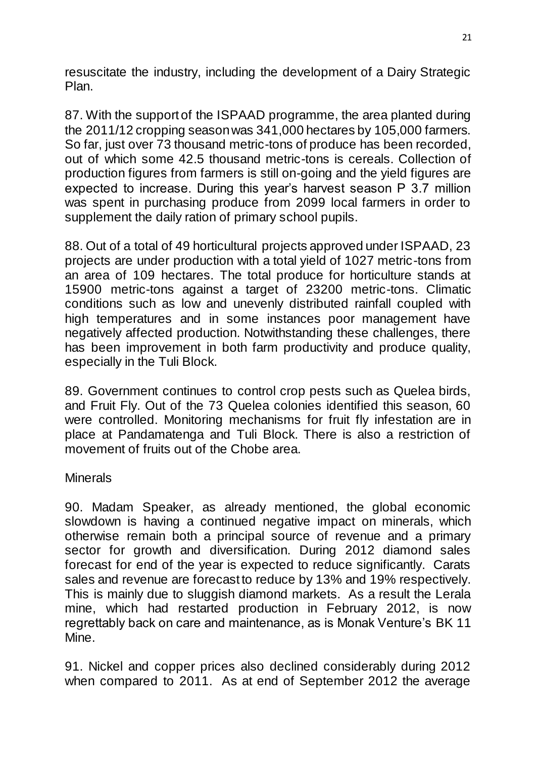resuscitate the industry, including the development of a Dairy Strategic Plan.

87. With the support of the ISPAAD programme, the area planted during the 2011/12 cropping season was 341,000 hectares by 105,000 farmers. So far, just over 73 thousand metric-tons of produce has been recorded, out of which some 42.5 thousand metric-tons is cereals. Collection of production figures from farmers is still on-going and the yield figures are expected to increase. During this year's harvest season P 3.7 million was spent in purchasing produce from 2099 local farmers in order to supplement the daily ration of primary school pupils.

88. Out of a total of 49 horticultural projects approved under ISPAAD, 23 projects are under production with a total yield of 1027 metric-tons from an area of 109 hectares. The total produce for horticulture stands at 15900 metric-tons against a target of 23200 metric-tons. Climatic conditions such as low and unevenly distributed rainfall coupled with high temperatures and in some instances poor management have negatively affected production. Notwithstanding these challenges, there has been improvement in both farm productivity and produce quality, especially in the Tuli Block.

89. Government continues to control crop pests such as Quelea birds, and Fruit Fly. Out of the 73 Quelea colonies identified this season, 60 were controlled. Monitoring mechanisms for fruit fly infestation are in place at Pandamatenga and Tuli Block. There is also a restriction of movement of fruits out of the Chobe area.

Minerals

90. Madam Speaker, as already mentioned, the global economic slowdown is having a continued negative impact on minerals, which otherwise remain both a principal source of revenue and a primary sector for growth and diversification. During 2012 diamond sales forecast for end of the year is expected to reduce significantly. Carats sales and revenue are forecast to reduce by 13% and 19% respectively. This is mainly due to sluggish diamond markets. As a result the Lerala mine, which had restarted production in February 2012, is now regrettably back on care and maintenance, as is Monak Venture's BK 11 Mine.

91. Nickel and copper prices also declined considerably during 2012 when compared to 2011. As at end of September 2012 the average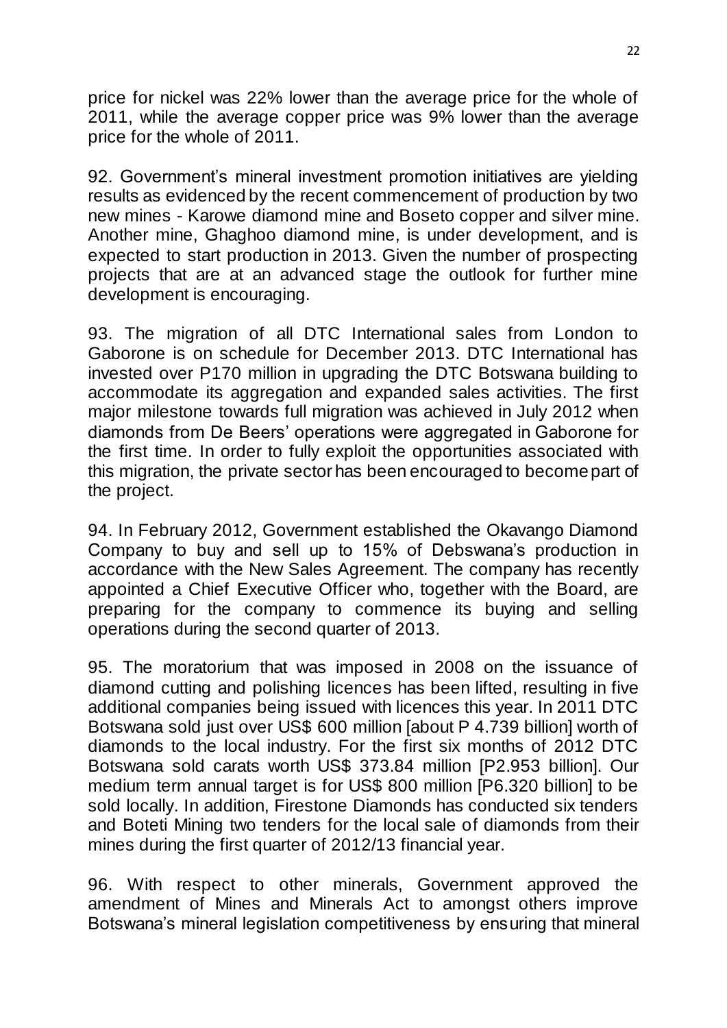price for nickel was 22% lower than the average price for the whole of 2011, while the average copper price was 9% lower than the average price for the whole of 2011.

92. Government's mineral investment promotion initiatives are yielding results as evidenced by the recent commencement of production by two new mines - Karowe diamond mine and Boseto copper and silver mine. Another mine, Ghaghoo diamond mine, is under development, and is expected to start production in 2013. Given the number of prospecting projects that are at an advanced stage the outlook for further mine development is encouraging.

93. The migration of all DTC International sales from London to Gaborone is on schedule for December 2013. DTC International has invested over P170 million in upgrading the DTC Botswana building to accommodate its aggregation and expanded sales activities. The first major milestone towards full migration was achieved in July 2012 when diamonds from De Beers' operations were aggregated in Gaborone for the first time. In order to fully exploit the opportunities associated with this migration, the private sector has been encouraged to become part of the project.

94. In February 2012, Government established the Okavango Diamond Company to buy and sell up to 15% of Debswana's production in accordance with the New Sales Agreement. The company has recently appointed a Chief Executive Officer who, together with the Board, are preparing for the company to commence its buying and selling operations during the second quarter of 2013.

95. The moratorium that was imposed in 2008 on the issuance of diamond cutting and polishing licences has been lifted, resulting in five additional companies being issued with licences this year. In 2011 DTC Botswana sold just over US$ 600 million [about P 4.739 billion] worth of diamonds to the local industry. For the first six months of 2012 DTC Botswana sold carats worth US$ 373.84 million [P2.953 billion]. Our medium term annual target is for US$ 800 million [P6.320 billion] to be sold locally. In addition, Firestone Diamonds has conducted six tenders and Boteti Mining two tenders for the local sale of diamonds from their mines during the first quarter of 2012/13 financial year.

96. With respect to other minerals, Government approved the amendment of Mines and Minerals Act to amongst others improve Botswana's mineral legislation competitiveness by ensuring that mineral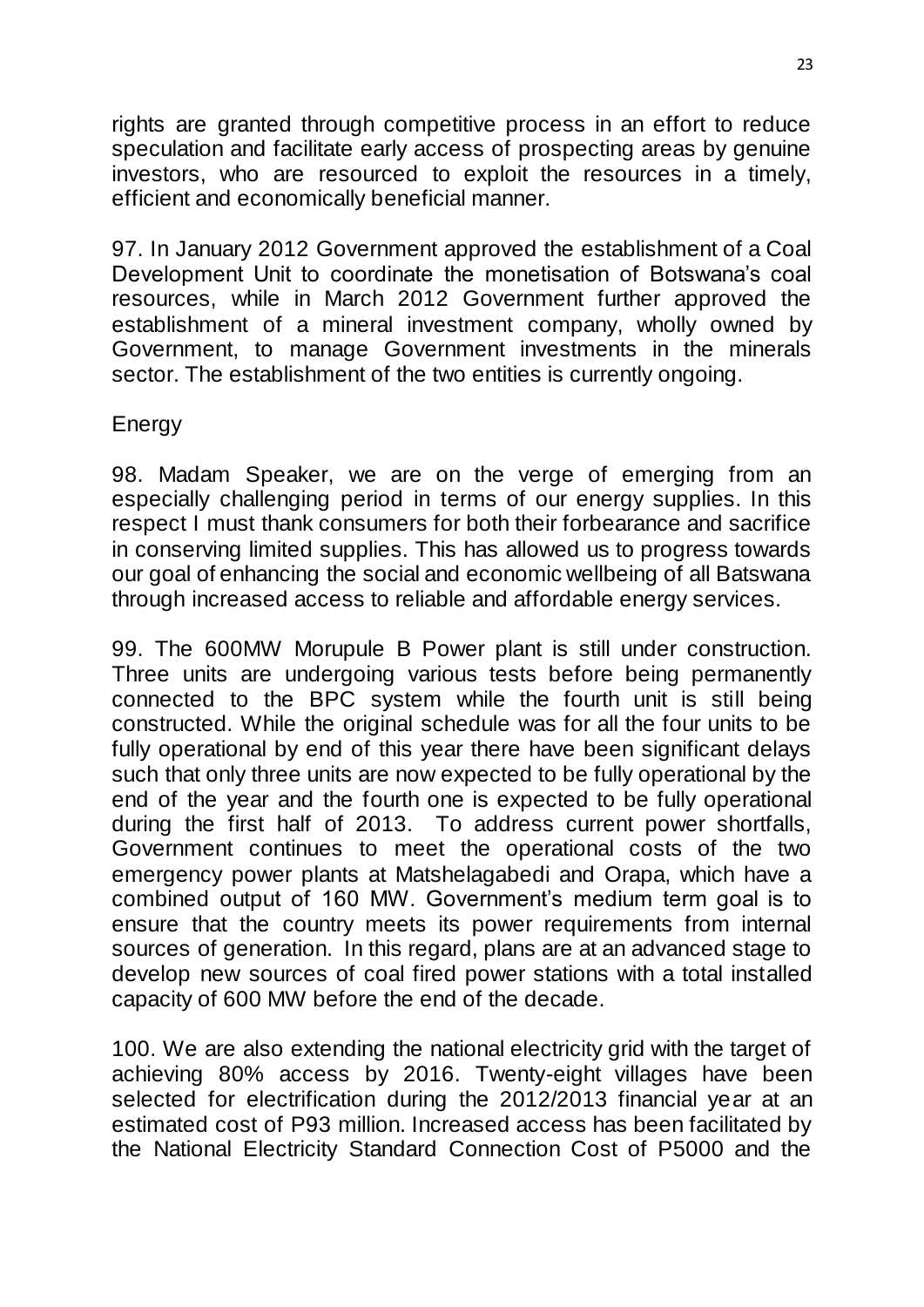rights are granted through competitive process in an effort to reduce speculation and facilitate early access of prospecting areas by genuine investors, who are resourced to exploit the resources in a timely, efficient and economically beneficial manner.

97. In January 2012 Government approved the establishment of a Coal Development Unit to coordinate the monetisation of Botswana's coal resources, while in March 2012 Government further approved the establishment of a mineral investment company, wholly owned by Government, to manage Government investments in the minerals sector. The establishment of the two entities is currently ongoing.

## Energy

98. Madam Speaker, we are on the verge of emerging from an especially challenging period in terms of our energy supplies. In this respect I must thank consumers for both their forbearance and sacrifice in conserving limited supplies. This has allowed us to progress towards our goal of enhancing the social and economic wellbeing of all Batswana through increased access to reliable and affordable energy services.

99. The 600MW Morupule B Power plant is still under construction. Three units are undergoing various tests before being permanently connected to the BPC system while the fourth unit is still being constructed. While the original schedule was for all the four units to be fully operational by end of this year there have been significant delays such that only three units are now expected to be fully operational by the end of the year and the fourth one is expected to be fully operational during the first half of 2013. To address current power shortfalls, Government continues to meet the operational costs of the two emergency power plants at Matshelagabedi and Orapa, which have a combined output of 160 MW. Government's medium term goal is to ensure that the country meets its power requirements from internal sources of generation. In this regard, plans are at an advanced stage to develop new sources of coal fired power stations with a total installed capacity of 600 MW before the end of the decade.

100. We are also extending the national electricity grid with the target of achieving 80% access by 2016. Twenty-eight villages have been selected for electrification during the 2012/2013 financial year at an estimated cost of P93 million. Increased access has been facilitated by the National Electricity Standard Connection Cost of P5000 and the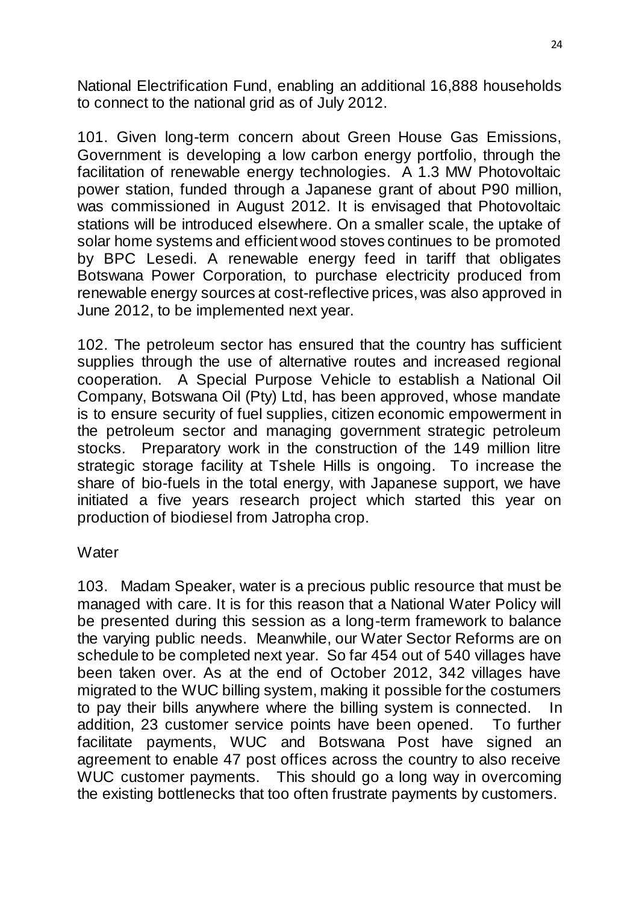National Electrification Fund, enabling an additional 16,888 households to connect to the national grid as of July 2012.

101. Given long-term concern about Green House Gas Emissions, Government is developing a low carbon energy portfolio, through the facilitation of renewable energy technologies. A 1.3 MW Photovoltaic power station, funded through a Japanese grant of about P90 million, was commissioned in August 2012. It is envisaged that Photovoltaic stations will be introduced elsewhere. On a smaller scale, the uptake of solar home systems and efficient wood stoves continues to be promoted by BPC Lesedi. A renewable energy feed in tariff that obligates Botswana Power Corporation, to purchase electricity produced from renewable energy sources at cost-reflective prices, was also approved in June 2012, to be implemented next year.

102. The petroleum sector has ensured that the country has sufficient supplies through the use of alternative routes and increased regional cooperation. A Special Purpose Vehicle to establish a National Oil Company, Botswana Oil (Pty) Ltd, has been approved, whose mandate is to ensure security of fuel supplies, citizen economic empowerment in the petroleum sector and managing government strategic petroleum stocks. Preparatory work in the construction of the 149 million litre strategic storage facility at Tshele Hills is ongoing. To increase the share of bio-fuels in the total energy, with Japanese support, we have initiated a five years research project which started this year on production of biodiesel from Jatropha crop.

Water

103. Madam Speaker, water is a precious public resource that must be managed with care. It is for this reason that a National Water Policy will be presented during this session as a long-term framework to balance the varying public needs. Meanwhile, our Water Sector Reforms are on schedule to be completed next year. So far 454 out of 540 villages have been taken over. As at the end of October 2012, 342 villages have migrated to the WUC billing system, making it possible for the costumers to pay their bills anywhere where the billing system is connected. In addition, 23 customer service points have been opened. To further facilitate payments, WUC and Botswana Post have signed an agreement to enable 47 post offices across the country to also receive WUC customer payments. This should go a long way in overcoming the existing bottlenecks that too often frustrate payments by customers.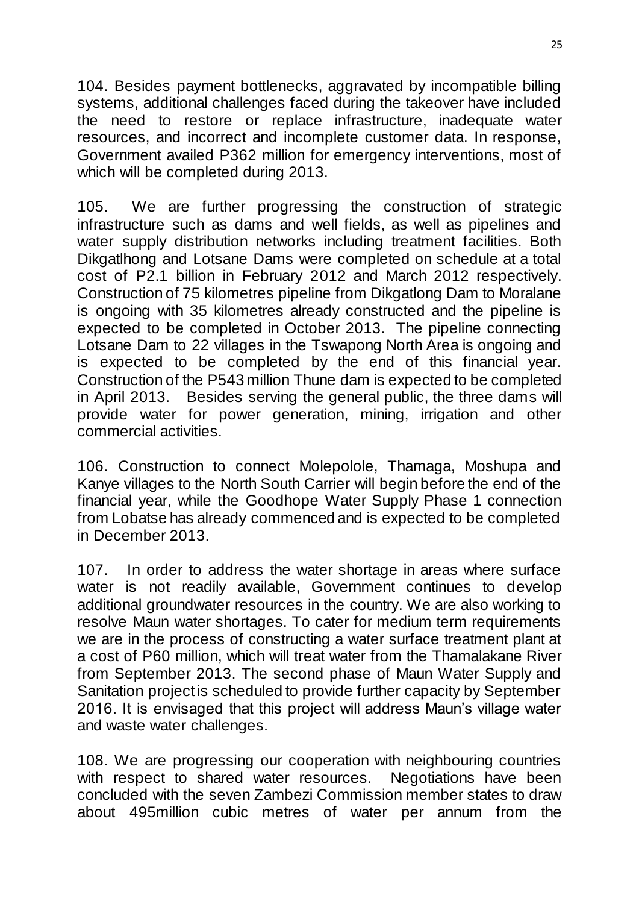104. Besides payment bottlenecks, aggravated by incompatible billing systems, additional challenges faced during the takeover have included the need to restore or replace infrastructure, inadequate water resources, and incorrect and incomplete customer data. In response, Government availed P362 million for emergency interventions, most of which will be completed during 2013.

105. We are further progressing the construction of strategic infrastructure such as dams and well fields, as well as pipelines and water supply distribution networks including treatment facilities. Both Dikgatlhong and Lotsane Dams were completed on schedule at a total cost of P2.1 billion in February 2012 and March 2012 respectively. Construction of 75 kilometres pipeline from Dikgatlong Dam to Moralane is ongoing with 35 kilometres already constructed and the pipeline is expected to be completed in October 2013. The pipeline connecting Lotsane Dam to 22 villages in the Tswapong North Area is ongoing and is expected to be completed by the end of this financial year. Construction of the P543 million Thune dam is expected to be completed in April 2013. Besides serving the general public, the three dams will provide water for power generation, mining, irrigation and other commercial activities.

106. Construction to connect Molepolole, Thamaga, Moshupa and Kanye villages to the North South Carrier will begin before the end of the financial year, while the Goodhope Water Supply Phase 1 connection from Lobatse has already commenced and is expected to be completed in December 2013.

107. In order to address the water shortage in areas where surface water is not readily available, Government continues to develop additional groundwater resources in the country. We are also working to resolve Maun water shortages. To cater for medium term requirements we are in the process of constructing a water surface treatment plant at a cost of P60 million, which will treat water from the Thamalakane River from September 2013. The second phase of Maun Water Supply and Sanitation project is scheduled to provide further capacity by September 2016. It is envisaged that this project will address Maun's village water and waste water challenges.

108. We are progressing our cooperation with neighbouring countries with respect to shared water resources. Negotiations have been concluded with the seven Zambezi Commission member states to draw about 495million cubic metres of water per annum from the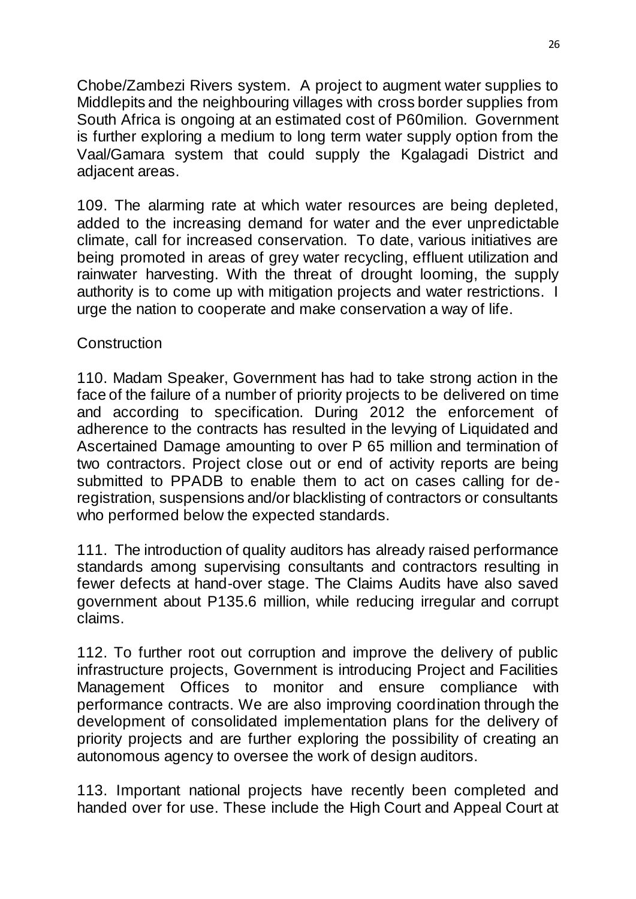Chobe/Zambezi Rivers system. A project to augment water supplies to Middlepits and the neighbouring villages with cross border supplies from South Africa is ongoing at an estimated cost of P60milion. Government is further exploring a medium to long term water supply option from the Vaal/Gamara system that could supply the Kgalagadi District and adjacent areas.

109. The alarming rate at which water resources are being depleted, added to the increasing demand for water and the ever unpredictable climate, call for increased conservation. To date, various initiatives are being promoted in areas of grey water recycling, effluent utilization and rainwater harvesting. With the threat of drought looming, the supply authority is to come up with mitigation projects and water restrictions. I urge the nation to cooperate and make conservation a way of life.

## Construction

110. Madam Speaker, Government has had to take strong action in the face of the failure of a number of priority projects to be delivered on time and according to specification. During 2012 the enforcement of adherence to the contracts has resulted in the levying of Liquidated and Ascertained Damage amounting to over P 65 million and termination of two contractors. Project close out or end of activity reports are being submitted to PPADB to enable them to act on cases calling for de-registration, suspensions and/or blacklisting of contractors or consultants who performed below the expected standards.

111. The introduction of quality auditors has already raised performance standards among supervising consultants and contractors resulting in fewer defects at hand-over stage. The Claims Audits have also saved government about P135.6 million, while reducing irregular and corrupt claims.

112. To further root out corruption and improve the delivery of public infrastructure projects, Government is introducing Project and Facilities Management Offices to monitor and ensure compliance with performance contracts. We are also improving coordination through the development of consolidated implementation plans for the delivery of priority projects and are further exploring the possibility of creating an autonomous agency to oversee the work of design auditors.

113. Important national projects have recently been completed and handed over for use. These include the High Court and Appeal Court at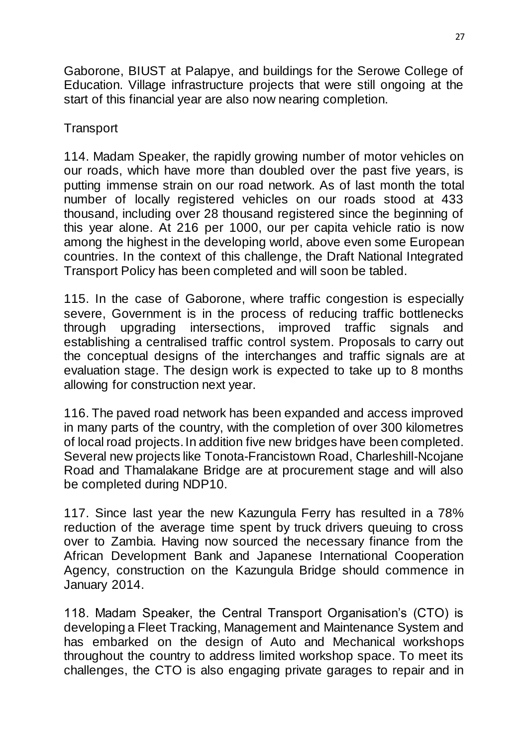Gaborone, BIUST at Palapye, and buildings for the Serowe College of Education. Village infrastructure projects that were still ongoing at the start of this financial year are also now nearing completion.

## Transport

114. Madam Speaker, the rapidly growing number of motor vehicles on our roads, which have more than doubled over the past five years, is putting immense strain on our road network. As of last month the total number of locally registered vehicles on our roads stood at 433 thousand, including over 28 thousand registered since the beginning of this year alone. At 216 per 1000, our per capita vehicle ratio is now among the highest in the developing world, above even some European countries. In the context of this challenge, the Draft National Integrated Transport Policy has been completed and will soon be tabled.

115. In the case of Gaborone, where traffic congestion is especially severe, Government is in the process of reducing traffic bottlenecks through upgrading intersections, improved traffic signals and establishing a centralised traffic control system. Proposals to carry out the conceptual designs of the interchanges and traffic signals are at evaluation stage. The design work is expected to take up to 8 months allowing for construction next year.

116. The paved road network has been expanded and access improved in many parts of the country, with the completion of over 300 kilometres of local road projects. In addition five new bridges have been completed. Several new projects like Tonota-Francistown Road, Charleshill-Ncojane Road and Thamalakane Bridge are at procurement stage and will also be completed during NDP10.

117. Since last year the new Kazungula Ferry has resulted in a 78% reduction of the average time spent by truck drivers queuing to cross over to Zambia. Having now sourced the necessary finance from the African Development Bank and Japanese International Cooperation Agency, construction on the Kazungula Bridge should commence in January 2014.

118. Madam Speaker, the Central Transport Organisation's (CTO) is developing a Fleet Tracking, Management and Maintenance System and has embarked on the design of Auto and Mechanical workshops throughout the country to address limited workshop space. To meet its challenges, the CTO is also engaging private garages to repair and in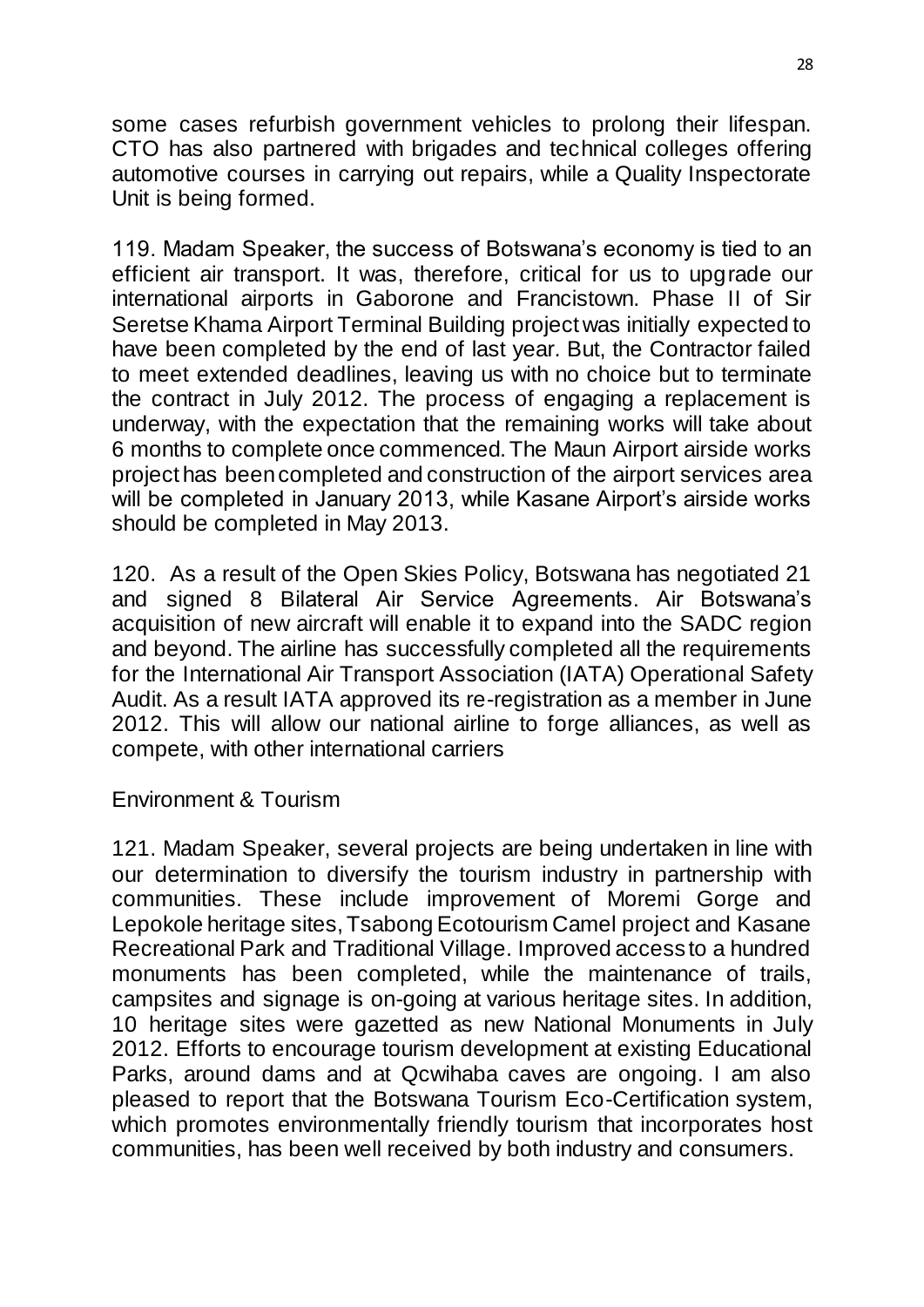some cases refurbish government vehicles to prolong their lifespan. CTO has also partnered with brigades and technical colleges offering automotive courses in carrying out repairs, while a Quality Inspectorate Unit is being formed.

119. Madam Speaker, the success of Botswana's economy is tied to an efficient air transport. It was, therefore, critical for us to upgrade our international airports in Gaborone and Francistown. Phase II of Sir Seretse Khama Airport Terminal Building project was initially expected to have been completed by the end of last year. But, the Contractor failed to meet extended deadlines, leaving us with no choice but to terminate the contract in July 2012. The process of engaging a replacement is underway, with the expectation that the remaining works will take about 6 months to complete once commenced. The Maun Airport airside works project has been completed and construction of the airport services area will be completed in January 2013, while Kasane Airport's airside works should be completed in May 2013.

120. As a result of the Open Skies Policy, Botswana has negotiated 21 and signed 8 Bilateral Air Service Agreements. Air Botswana's acquisition of new aircraft will enable it to expand into the SADC region and beyond. The airline has successfully completed all the requirements for the International Air Transport Association (IATA) Operational Safety Audit. As a result IATA approved its re-registration as a member in June 2012. This will allow our national airline to forge alliances, as well as compete, with other international carriers

Environment & Tourism

121. Madam Speaker, several projects are being undertaken in line with our determination to diversify the tourism industry in partnership with communities. These include improvement of Moremi Gorge and Lepokole heritage sites, Tsabong Ecotourism Camel project and Kasane Recreational Park and Traditional Village. Improved access to a hundred monuments has been completed, while the maintenance of trails, campsites and signage is on-going at various heritage sites. In addition, 10 heritage sites were gazetted as new National Monuments in July 2012. Efforts to encourage tourism development at existing Educational Parks, around dams and at Qcwihaba caves are ongoing. I am also pleased to report that the Botswana Tourism Eco-Certification system, which promotes environmentally friendly tourism that incorporates host communities, has been well received by both industry and consumers.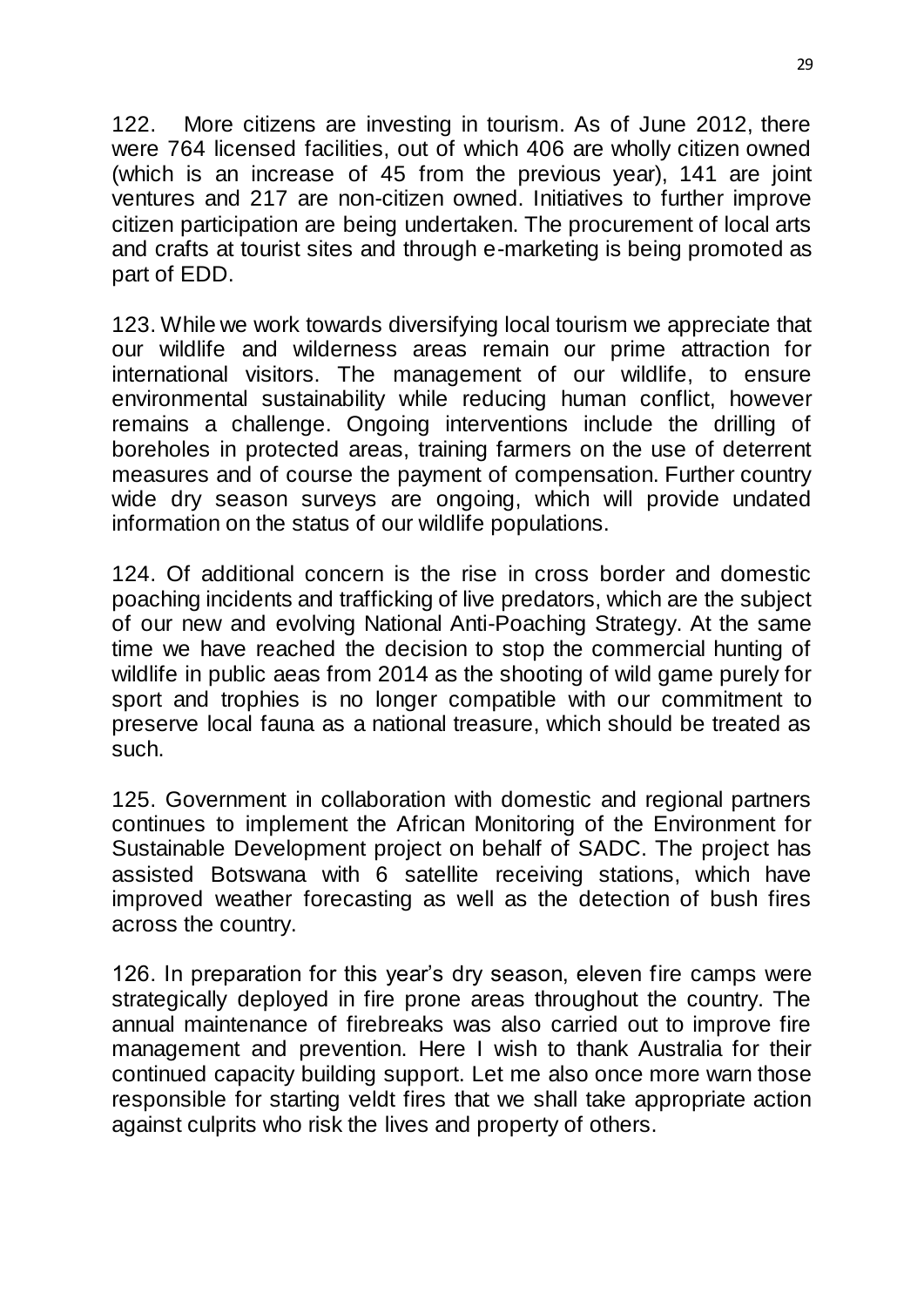122. More citizens are investing in tourism. As of June 2012, there were 764 licensed facilities, out of which 406 are wholly citizen owned (which is an increase of 45 from the previous year), 141 are joint ventures and 217 are non-citizen owned. Initiatives to further improve citizen participation are being undertaken. The procurement of local arts and crafts at tourist sites and through e-marketing is being promoted as part of EDD.

123. While we work towards diversifying local tourism we appreciate that our wildlife and wilderness areas remain our prime attraction for international visitors. The management of our wildlife, to ensure environmental sustainability while reducing human conflict, however remains a challenge. Ongoing interventions include the drilling of boreholes in protected areas, training farmers on the use of deterrent measures and of course the payment of compensation. Further country wide dry season surveys are ongoing, which will provide undated information on the status of our wildlife populations.

124. Of additional concern is the rise in cross border and domestic poaching incidents and trafficking of live predators, which are the subject of our new and evolving National Anti-Poaching Strategy. At the same time we have reached the decision to stop the commercial hunting of wildlife in public aeas from 2014 as the shooting of wild game purely for sport and trophies is no longer compatible with our commitment to preserve local fauna as a national treasure, which should be treated as such.

125. Government in collaboration with domestic and regional partners continues to implement the African Monitoring of the Environment for Sustainable Development project on behalf of SADC. The project has assisted Botswana with 6 satellite receiving stations, which have improved weather forecasting as well as the detection of bush fires across the country.

126. In preparation for this year's dry season, eleven fire camps were strategically deployed in fire prone areas throughout the country. The annual maintenance of firebreaks was also carried out to improve fire management and prevention. Here I wish to thank Australia for their continued capacity building support. Let me also once more warn those responsible for starting veldt fires that we shall take appropriate action against culprits who risk the lives and property of others.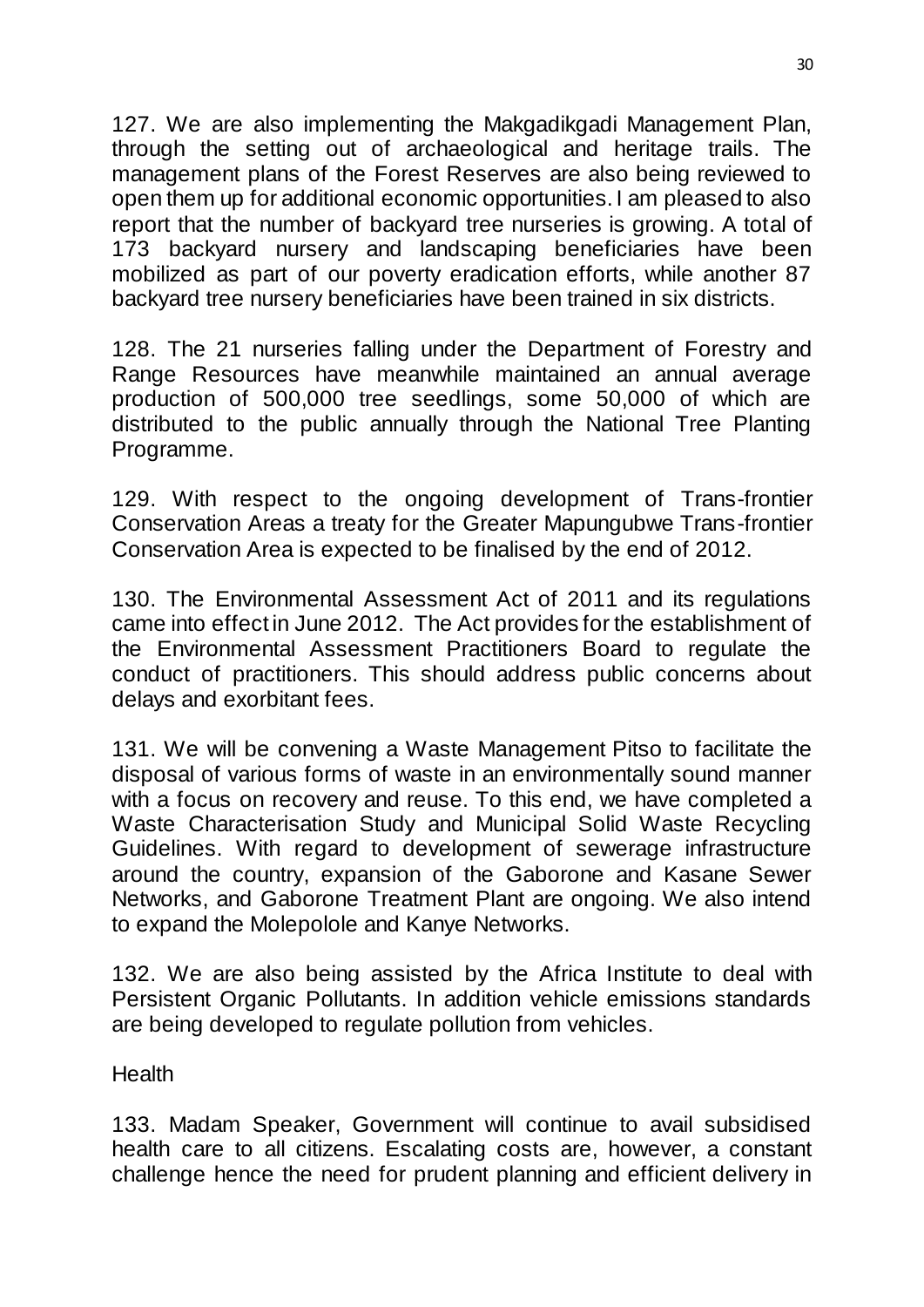127. We are also implementing the Makgadikgadi Management Plan, through the setting out of archaeological and heritage trails. The management plans of the Forest Reserves are also being reviewed to open them up for additional economic opportunities. I am pleased to also report that the number of backyard tree nurseries is growing. A total of 173 backyard nursery and landscaping beneficiaries have been mobilized as part of our poverty eradication efforts, while another 87 backyard tree nursery beneficiaries have been trained in six districts.

128. The 21 nurseries falling under the Department of Forestry and Range Resources have meanwhile maintained an annual average production of 500,000 tree seedlings, some 50,000 of which are distributed to the public annually through the National Tree Planting Programme.

129. With respect to the ongoing development of Trans-frontier Conservation Areas a treaty for the Greater Mapungubwe Trans-frontier Conservation Area is expected to be finalised by the end of 2012.

130. The Environmental Assessment Act of 2011 and its regulations came into effect in June 2012. The Act provides for the establishment of the Environmental Assessment Practitioners Board to regulate the conduct of practitioners. This should address public concerns about delays and exorbitant fees.

131. We will be convening a Waste Management Pitso to facilitate the disposal of various forms of waste in an environmentally sound manner with a focus on recovery and reuse. To this end, we have completed a Waste Characterisation Study and Municipal Solid Waste Recycling Guidelines. With regard to development of sewerage infrastructure around the country, expansion of the Gaborone and Kasane Sewer Networks, and Gaborone Treatment Plant are ongoing. We also intend to expand the Molepolole and Kanye Networks.

132. We are also being assisted by the Africa Institute to deal with Persistent Organic Pollutants. In addition vehicle emissions standards are being developed to regulate pollution from vehicles.

## Health

133. Madam Speaker, Government will continue to avail subsidised health care to all citizens. Escalating costs are, however, a constant challenge hence the need for prudent planning and efficient delivery in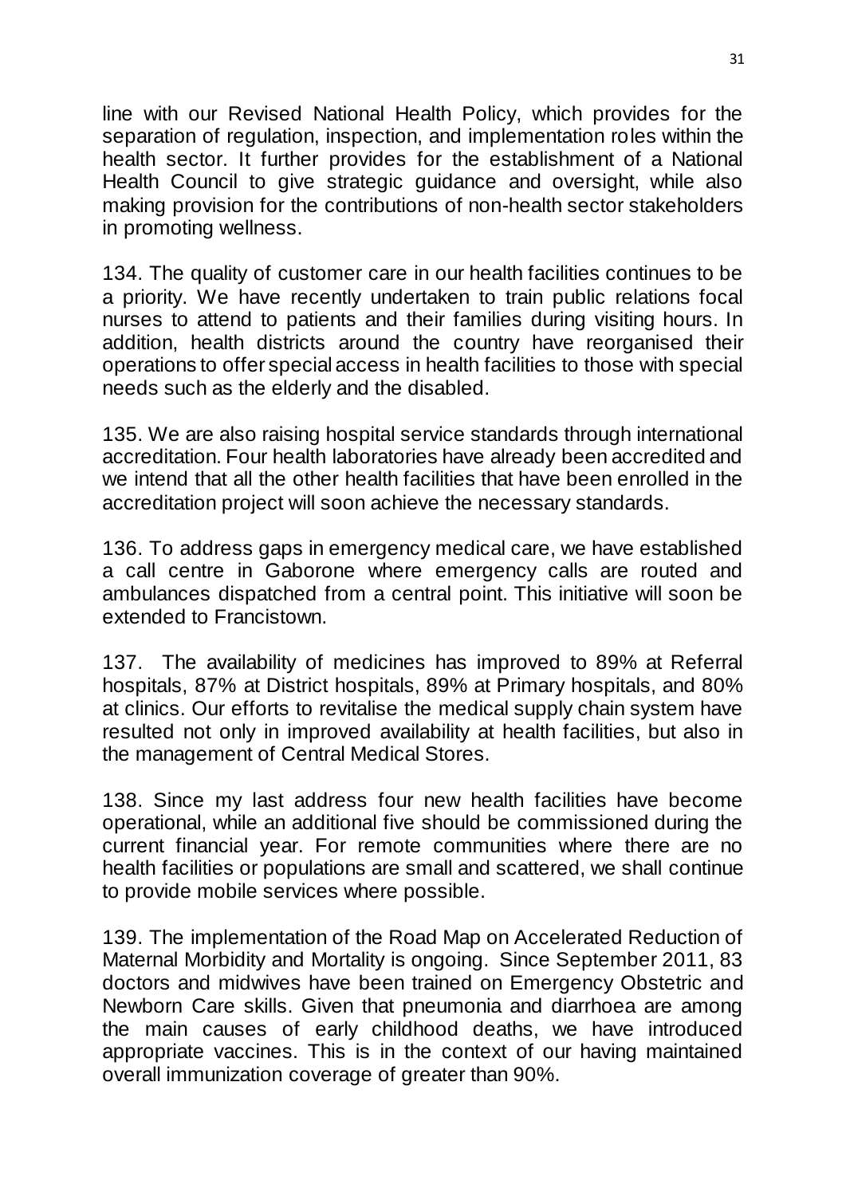line with our Revised National Health Policy, which provides for the separation of regulation, inspection, and implementation roles within the health sector. It further provides for the establishment of a National Health Council to give strategic guidance and oversight, while also making provision for the contributions of non-health sector stakeholders in promoting wellness.

134. The quality of customer care in our health facilities continues to be a priority. We have recently undertaken to train public relations focal nurses to attend to patients and their families during visiting hours. In addition, health districts around the country have reorganised their operations to offer special access in health facilities to those with special needs such as the elderly and the disabled.

135. We are also raising hospital service standards through international accreditation. Four health laboratories have already been accredited and we intend that all the other health facilities that have been enrolled in the accreditation project will soon achieve the necessary standards.

136. To address gaps in emergency medical care, we have established a call centre in Gaborone where emergency calls are routed and ambulances dispatched from a central point. This initiative will soon be extended to Francistown.

137. The availability of medicines has improved to 89% at Referral hospitals, 87% at District hospitals, 89% at Primary hospitals, and 80% at clinics. Our efforts to revitalise the medical supply chain system have resulted not only in improved availability at health facilities, but also in the management of Central Medical Stores.

138. Since my last address four new health facilities have become operational, while an additional five should be commissioned during the current financial year. For remote communities where there are no health facilities or populations are small and scattered, we shall continue to provide mobile services where possible.

139. The implementation of the Road Map on Accelerated Reduction of Maternal Morbidity and Mortality is ongoing. Since September 2011, 83 doctors and midwives have been trained on Emergency Obstetric and Newborn Care skills. Given that pneumonia and diarrhoea are among the main causes of early childhood deaths, we have introduced appropriate vaccines. This is in the context of our having maintained overall immunization coverage of greater than 90%.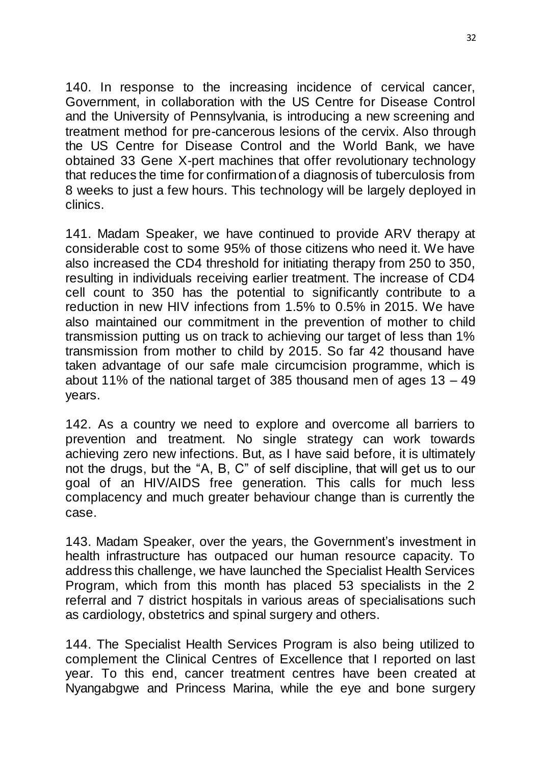140. In response to the increasing incidence of cervical cancer, Government, in collaboration with the US Centre for Disease Control and the University of Pennsylvania, is introducing a new screening and treatment method for pre-cancerous lesions of the cervix. Also through the US Centre for Disease Control and the World Bank, we have obtained 33 Gene X-pert machines that offer revolutionary technology that reduces the time for confirmation of a diagnosis of tuberculosis from 8 weeks to just a few hours. This technology will be largely deployed in clinics.

141. Madam Speaker, we have continued to provide ARV therapy at considerable cost to some 95% of those citizens who need it. We have also increased the CD4 threshold for initiating therapy from 250 to 350, resulting in individuals receiving earlier treatment. The increase of CD4 cell count to 350 has the potential to significantly contribute to a reduction in new HIV infections from 1.5% to 0.5% in 2015. We have also maintained our commitment in the prevention of mother to child transmission putting us on track to achieving our target of less than 1% transmission from mother to child by 2015. So far 42 thousand have taken advantage of our safe male circumcision programme, which is about 11% of the national target of 385 thousand men of ages 13 – 49 years.

142. As a country we need to explore and overcome all barriers to prevention and treatment. No single strategy can work towards achieving zero new infections. But, as I have said before, it is ultimately not the drugs, but the "A, B, C" of self discipline, that will get us to our goal of an HIV/AIDS free generation. This calls for much less complacency and much greater behaviour change than is currently the case.

143. Madam Speaker, over the years, the Government's investment in health infrastructure has outpaced our human resource capacity. To address this challenge, we have launched the Specialist Health Services Program, which from this month has placed 53 specialists in the 2 referral and 7 district hospitals in various areas of specialisations such as cardiology, obstetrics and spinal surgery and others.

144. The Specialist Health Services Program is also being utilized to complement the Clinical Centres of Excellence that I reported on last year. To this end, cancer treatment centres have been created at Nyangabgwe and Princess Marina, while the eye and bone surgery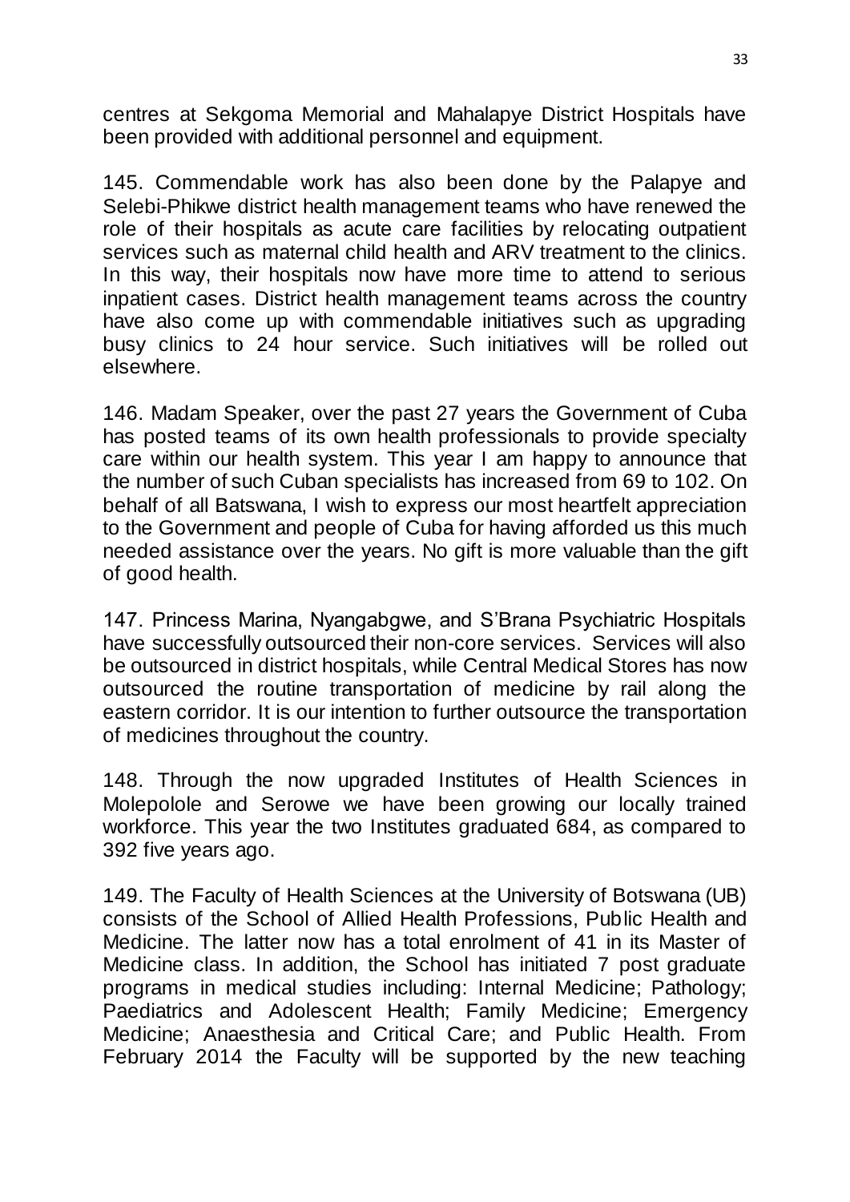centres at Sekgoma Memorial and Mahalapye District Hospitals have been provided with additional personnel and equipment.

145. Commendable work has also been done by the Palapye and Selebi-Phikwe district health management teams who have renewed the role of their hospitals as acute care facilities by relocating outpatient services such as maternal child health and ARV treatment to the clinics. In this way, their hospitals now have more time to attend to serious inpatient cases. District health management teams across the country have also come up with commendable initiatives such as upgrading busy clinics to 24 hour service. Such initiatives will be rolled out elsewhere.

146. Madam Speaker, over the past 27 years the Government of Cuba has posted teams of its own health professionals to provide specialty care within our health system. This year I am happy to announce that the number of such Cuban specialists has increased from 69 to 102. On behalf of all Batswana, I wish to express our most heartfelt appreciation to the Government and people of Cuba for having afforded us this much needed assistance over the years. No gift is more valuable than the gift of good health.

147. Princess Marina, Nyangabgwe, and S'Brana Psychiatric Hospitals have successfully outsourced their non-core services. Services will also be outsourced in district hospitals, while Central Medical Stores has now outsourced the routine transportation of medicine by rail along the eastern corridor. It is our intention to further outsource the transportation of medicines throughout the country.

148. Through the now upgraded Institutes of Health Sciences in Molepolole and Serowe we have been growing our locally trained workforce. This year the two Institutes graduated 684, as compared to 392 five years ago.

149. The Faculty of Health Sciences at the University of Botswana (UB) consists of the School of Allied Health Professions, Public Health and Medicine. The latter now has a total enrolment of 41 in its Master of Medicine class. In addition, the School has initiated 7 post graduate programs in medical studies including: Internal Medicine; Pathology; Paediatrics and Adolescent Health; Family Medicine; Emergency Medicine; Anaesthesia and Critical Care; and Public Health. From February 2014 the Faculty will be supported by the new teaching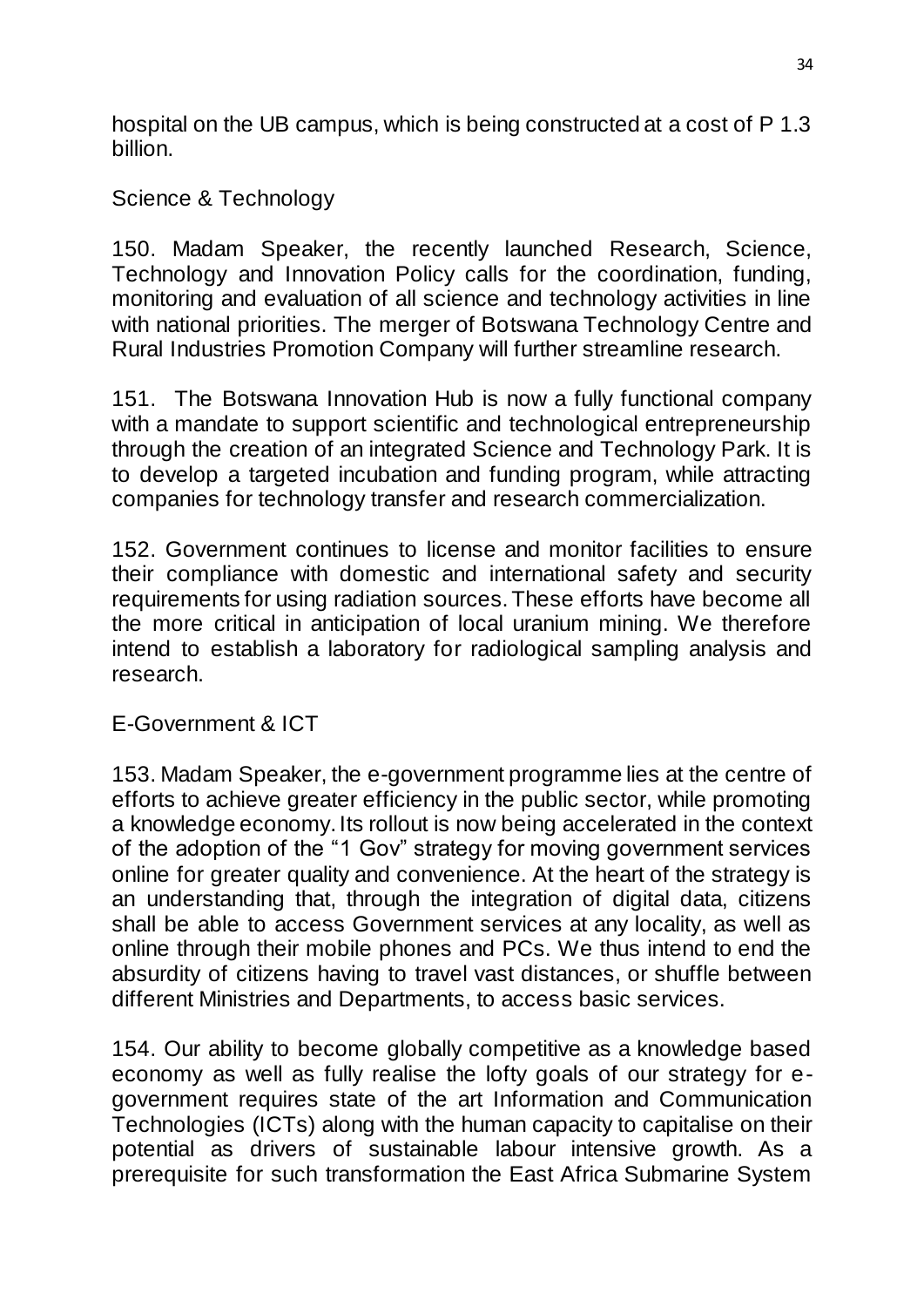hospital on the UB campus, which is being constructed at a cost of P 1.3 billion.

## Science & Technology

150. Madam Speaker, the recently launched Research, Science, Technology and Innovation Policy calls for the coordination, funding, monitoring and evaluation of all science and technology activities in line with national priorities. The merger of Botswana Technology Centre and Rural Industries Promotion Company will further streamline research.

151. The Botswana Innovation Hub is now a fully functional company with a mandate to support scientific and technological entrepreneurship through the creation of an integrated Science and Technology Park. It is to develop a targeted incubation and funding program, while attracting companies for technology transfer and research commercialization.

152. Government continues to license and monitor facilities to ensure their compliance with domestic and international safety and security requirements for using radiation sources. These efforts have become all the more critical in anticipation of local uranium mining. We therefore intend to establish a laboratory for radiological sampling analysis and research.

## E-Government & ICT

153. Madam Speaker, the e-government programme lies at the centre of efforts to achieve greater efficiency in the public sector, while promoting a knowledge economy. Its rollout is now being accelerated in the context of the adoption of the "1 Gov" strategy for moving government services online for greater quality and convenience. At the heart of the strategy is an understanding that, through the integration of digital data, citizens shall be able to access Government services at any locality, as well as online through their mobile phones and PCs. We thus intend to end the absurdity of citizens having to travel vast distances, or shuffle between different Ministries and Departments, to access basic services.

154. Our ability to become globally competitive as a knowledge based economy as well as fully realise the lofty goals of our strategy for e-government requires state of the art Information and Communication Technologies (ICTs) along with the human capacity to capitalise on their potential as drivers of sustainable labour intensive growth. As a prerequisite for such transformation the East Africa Submarine System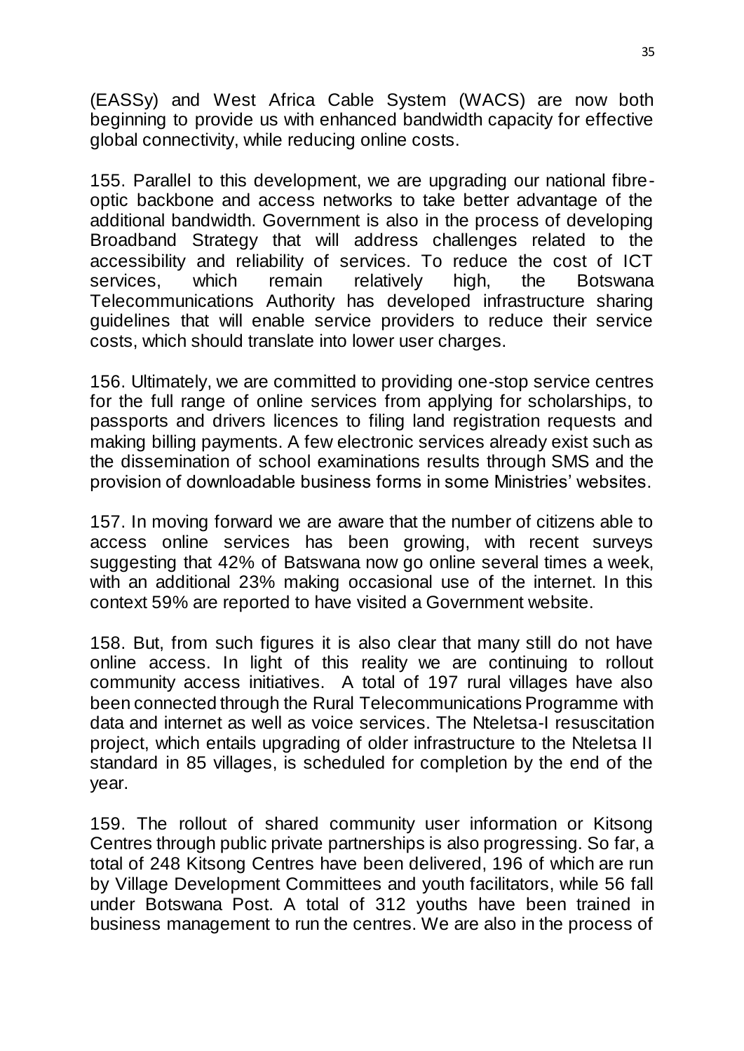(EASSy) and West Africa Cable System (WACS) are now both beginning to provide us with enhanced bandwidth capacity for effective global connectivity, while reducing online costs.

155. Parallel to this development, we are upgrading our national fibre-optic backbone and access networks to take better advantage of the additional bandwidth. Government is also in the process of developing Broadband Strategy that will address challenges related to the accessibility and reliability of services. To reduce the cost of ICT services, which remain relatively high, the Botswana Telecommunications Authority has developed infrastructure sharing guidelines that will enable service providers to reduce their service costs, which should translate into lower user charges.

156. Ultimately, we are committed to providing one-stop service centres for the full range of online services from applying for scholarships, to passports and drivers licences to filing land registration requests and making billing payments. A few electronic services already exist such as the dissemination of school examinations results through SMS and the provision of downloadable business forms in some Ministries' websites.

157. In moving forward we are aware that the number of citizens able to access online services has been growing, with recent surveys suggesting that 42% of Batswana now go online several times a week, with an additional 23% making occasional use of the internet. In this context 59% are reported to have visited a Government website.

158. But, from such figures it is also clear that many still do not have online access. In light of this reality we are continuing to rollout community access initiatives. A total of 197 rural villages have also been connected through the Rural Telecommunications Programme with data and internet as well as voice services. The Nteletsa-I resuscitation project, which entails upgrading of older infrastructure to the Nteletsa II standard in 85 villages, is scheduled for completion by the end of the year.

159. The rollout of shared community user information or Kitsong Centres through public private partnerships is also progressing. So far, a total of 248 Kitsong Centres have been delivered, 196 of which are run by Village Development Committees and youth facilitators, while 56 fall under Botswana Post. A total of 312 youths have been trained in business management to run the centres. We are also in the process of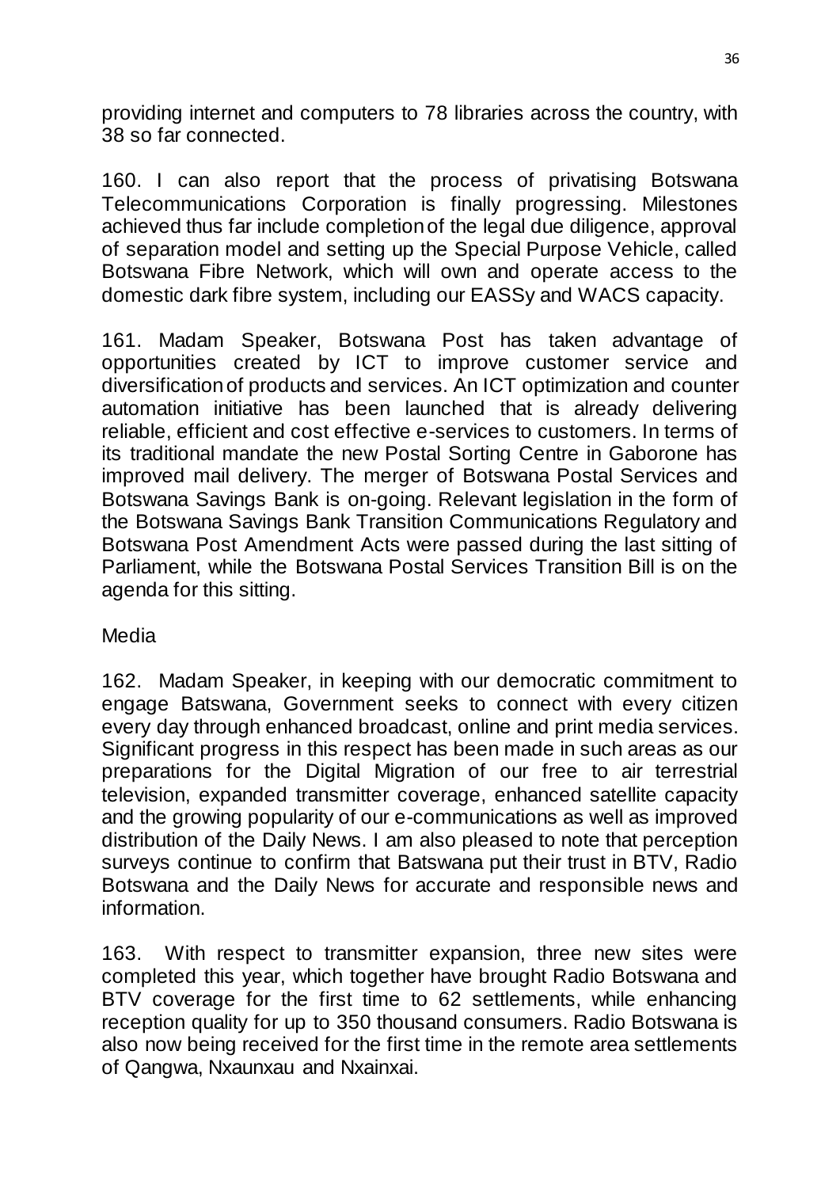providing internet and computers to 78 libraries across the country, with 38 so far connected.

160. I can also report that the process of privatising Botswana Telecommunications Corporation is finally progressing. Milestones achieved thus far include completion of the legal due diligence, approval of separation model and setting up the Special Purpose Vehicle, called Botswana Fibre Network, which will own and operate access to the domestic dark fibre system, including our EASSy and WACS capacity.

161. Madam Speaker, Botswana Post has taken advantage of opportunities created by ICT to improve customer service and diversification of products and services. An ICT optimization and counter automation initiative has been launched that is already delivering reliable, efficient and cost effective e-services to customers. In terms of its traditional mandate the new Postal Sorting Centre in Gaborone has improved mail delivery. The merger of Botswana Postal Services and Botswana Savings Bank is on-going. Relevant legislation in the form of the Botswana Savings Bank Transition Communications Regulatory and Botswana Post Amendment Acts were passed during the last sitting of Parliament, while the Botswana Postal Services Transition Bill is on the agenda for this sitting.

Media

162. Madam Speaker, in keeping with our democratic commitment to engage Batswana, Government seeks to connect with every citizen every day through enhanced broadcast, online and print media services. Significant progress in this respect has been made in such areas as our preparations for the Digital Migration of our free to air terrestrial television, expanded transmitter coverage, enhanced satellite capacity and the growing popularity of our e-communications as well as improved distribution of the Daily News. I am also pleased to note that perception surveys continue to confirm that Batswana put their trust in BTV, Radio Botswana and the Daily News for accurate and responsible news and information.

163. With respect to transmitter expansion, three new sites were completed this year, which together have brought Radio Botswana and BTV coverage for the first time to 62 settlements, while enhancing reception quality for up to 350 thousand consumers. Radio Botswana is also now being received for the first time in the remote area settlements of Qangwa, Nxaunxau and Nxainxai.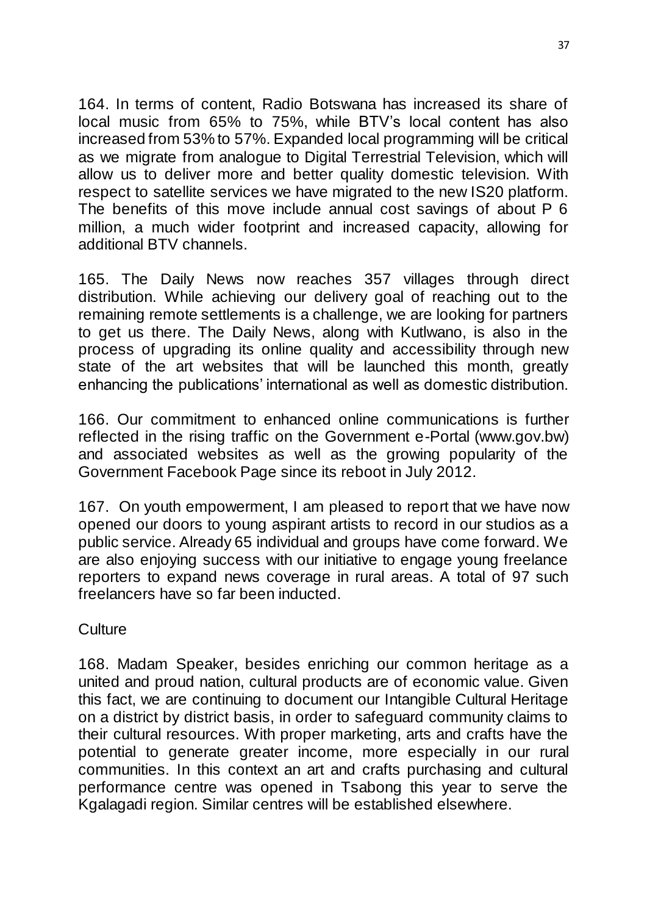164. In terms of content, Radio Botswana has increased its share of local music from 65% to 75%, while BTV's local content has also increased from 53% to 57%. Expanded local programming will be critical as we migrate from analogue to Digital Terrestrial Television, which will allow us to deliver more and better quality domestic television. With respect to satellite services we have migrated to the new IS20 platform. The benefits of this move include annual cost savings of about P 6 million, a much wider footprint and increased capacity, allowing for additional BTV channels.

165. The Daily News now reaches 357 villages through direct distribution. While achieving our delivery goal of reaching out to the remaining remote settlements is a challenge, we are looking for partners to get us there. The Daily News, along with Kutlwano, is also in the process of upgrading its online quality and accessibility through new state of the art websites that will be launched this month, greatly enhancing the publications' international as well as domestic distribution.

166. Our commitment to enhanced online communications is further reflected in the rising traffic on the Government e-Portal (www.gov.bw) and associated websites as well as the growing popularity of the Government Facebook Page since its reboot in July 2012.

167. On youth empowerment, I am pleased to report that we have now opened our doors to young aspirant artists to record in our studios as a public service. Already 65 individual and groups have come forward. We are also enjoying success with our initiative to engage young freelance reporters to expand news coverage in rural areas. A total of 97 such freelancers have so far been inducted.

## Culture

168. Madam Speaker, besides enriching our common heritage as a united and proud nation, cultural products are of economic value. Given this fact, we are continuing to document our Intangible Cultural Heritage on a district by district basis, in order to safeguard community claims to their cultural resources. With proper marketing, arts and crafts have the potential to generate greater income, more especially in our rural communities. In this context an art and crafts purchasing and cultural performance centre was opened in Tsabong this year to serve the Kgalagadi region. Similar centres will be established elsewhere.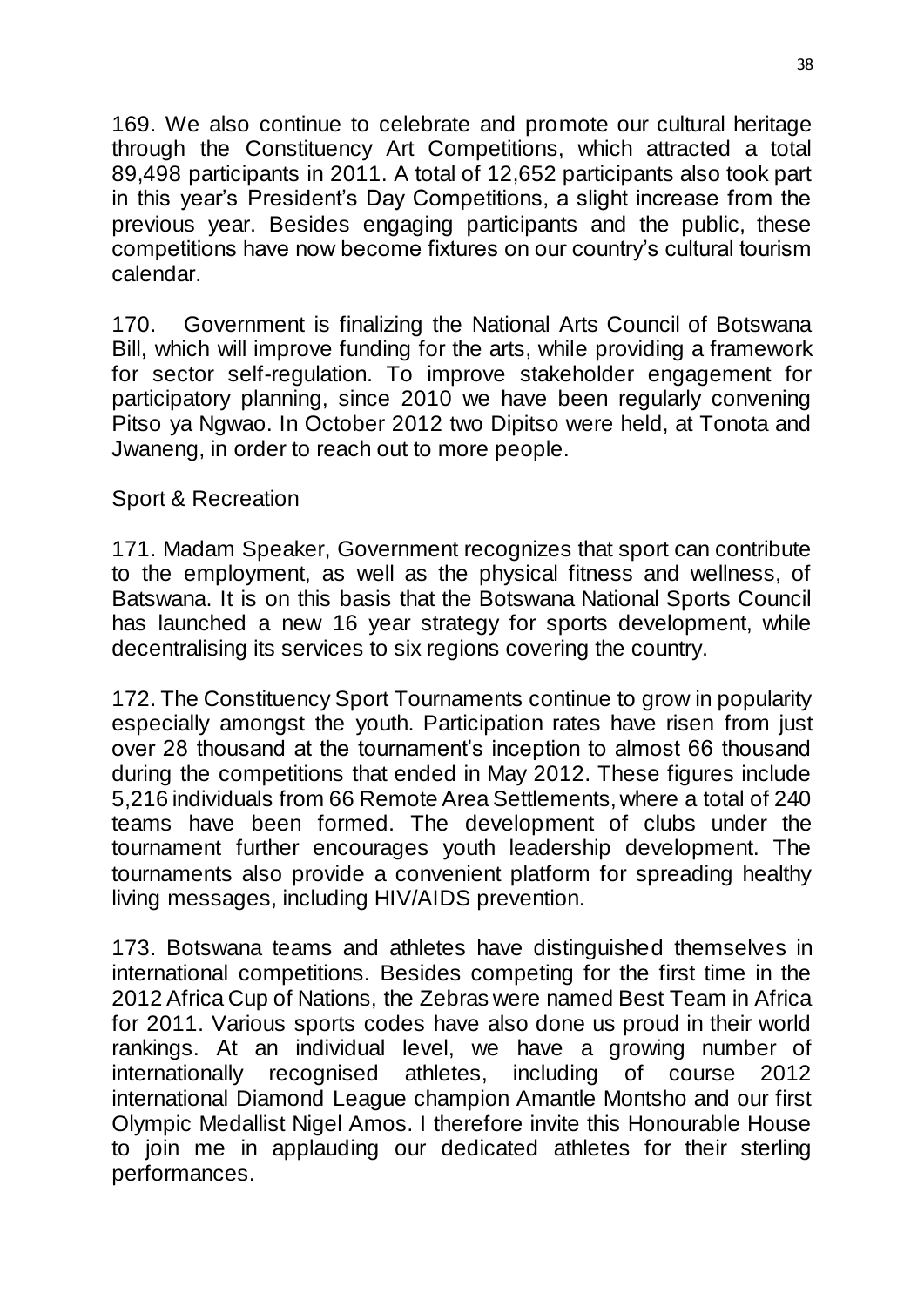169. We also continue to celebrate and promote our cultural heritage through the Constituency Art Competitions, which attracted a total 89,498 participants in 2011. A total of 12,652 participants also took part in this year's President's Day Competitions, a slight increase from the previous year. Besides engaging participants and the public, these competitions have now become fixtures on our country's cultural tourism calendar.

170. Government is finalizing the National Arts Council of Botswana Bill, which will improve funding for the arts, while providing a framework for sector self-regulation. To improve stakeholder engagement for participatory planning, since 2010 we have been regularly convening Pitso ya Ngwao. In October 2012 two Dipitso were held, at Tonota and Jwaneng, in order to reach out to more people.

## Sport & Recreation

171. Madam Speaker, Government recognizes that sport can contribute to the employment, as well as the physical fitness and wellness, of Batswana. It is on this basis that the Botswana National Sports Council has launched a new 16 year strategy for sports development, while decentralising its services to six regions covering the country.

172. The Constituency Sport Tournaments continue to grow in popularity especially amongst the youth. Participation rates have risen from just over 28 thousand at the tournament's inception to almost 66 thousand during the competitions that ended in May 2012. These figures include 5,216 individuals from 66 Remote Area Settlements, where a total of 240 teams have been formed. The development of clubs under the tournament further encourages youth leadership development. The tournaments also provide a convenient platform for spreading healthy living messages, including HIV/AIDS prevention.

173. Botswana teams and athletes have distinguished themselves in international competitions. Besides competing for the first time in the 2012 Africa Cup of Nations, the Zebras were named Best Team in Africa for 2011. Various sports codes have also done us proud in their world rankings. At an individual level, we have a growing number of internationally recognised athletes, including of course 2012 international Diamond League champion Amantle Montsho and our first Olympic Medallist Nigel Amos. I therefore invite this Honourable House to join me in applauding our dedicated athletes for their sterling performances.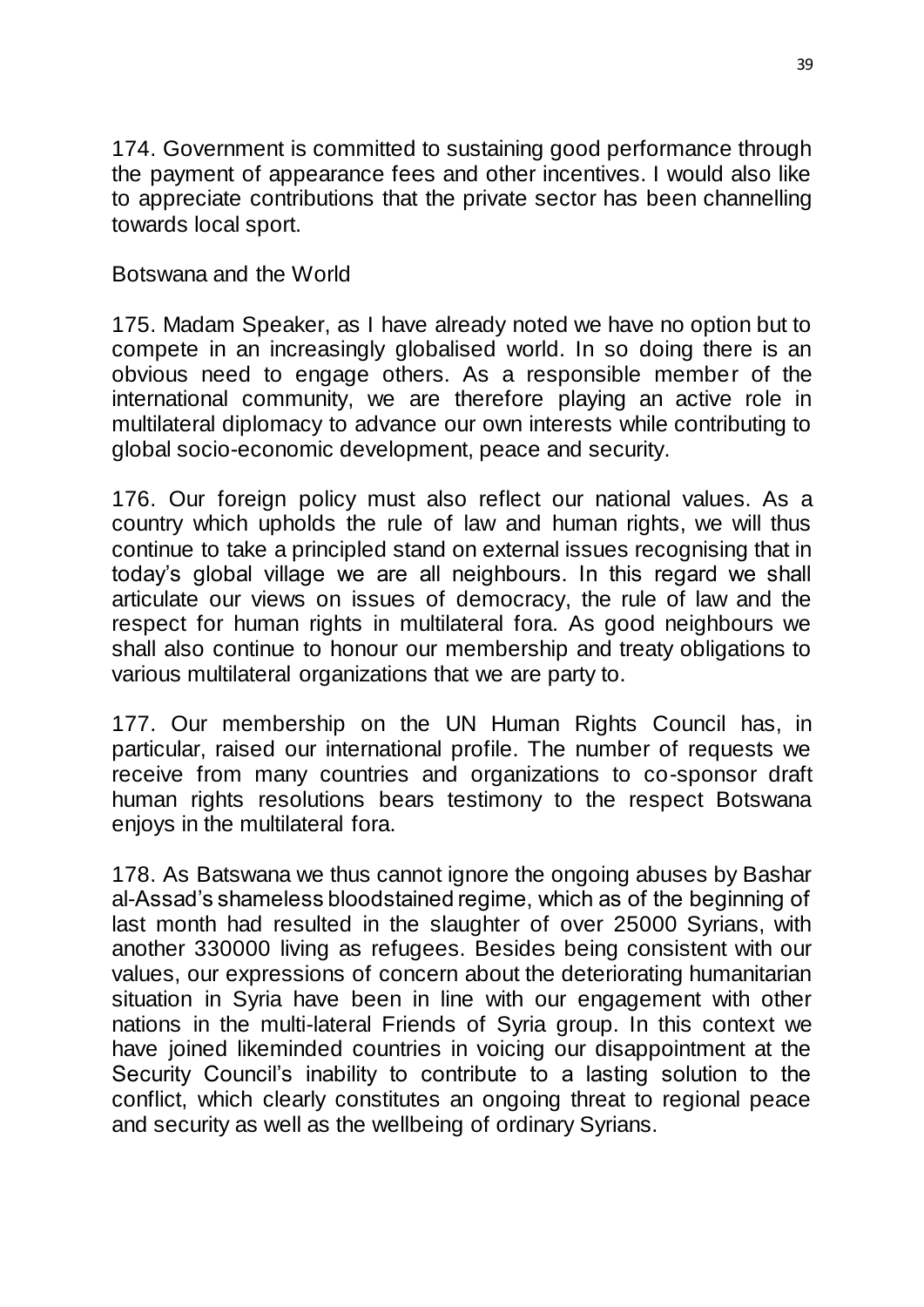174. Government is committed to sustaining good performance through the payment of appearance fees and other incentives. I would also like to appreciate contributions that the private sector has been channelling towards local sport.

## Botswana and the World

175. Madam Speaker, as I have already noted we have no option but to compete in an increasingly globalised world. In so doing there is an obvious need to engage others. As a responsible member of the international community, we are therefore playing an active role in multilateral diplomacy to advance our own interests while contributing to global socio-economic development, peace and security.

176. Our foreign policy must also reflect our national values. As a country which upholds the rule of law and human rights, we will thus continue to take a principled stand on external issues recognising that in today's global village we are all neighbours. In this regard we shall articulate our views on issues of democracy, the rule of law and the respect for human rights in multilateral fora. As good neighbours we shall also continue to honour our membership and treaty obligations to various multilateral organizations that we are party to.

177. Our membership on the UN Human Rights Council has, in particular, raised our international profile. The number of requests we receive from many countries and organizations to co-sponsor draft human rights resolutions bears testimony to the respect Botswana enjoys in the multilateral fora.

178. As Batswana we thus cannot ignore the ongoing abuses by Bashar al-Assad's shameless bloodstained regime, which as of the beginning of last month had resulted in the slaughter of over 25000 Syrians, with another 330000 living as refugees. Besides being consistent with our values, our expressions of concern about the deteriorating humanitarian situation in Syria have been in line with our engagement with other nations in the multi-lateral Friends of Syria group. In this context we have joined likeminded countries in voicing our disappointment at the Security Council's inability to contribute to a lasting solution to the conflict, which clearly constitutes an ongoing threat to regional peace and security as well as the wellbeing of ordinary Syrians.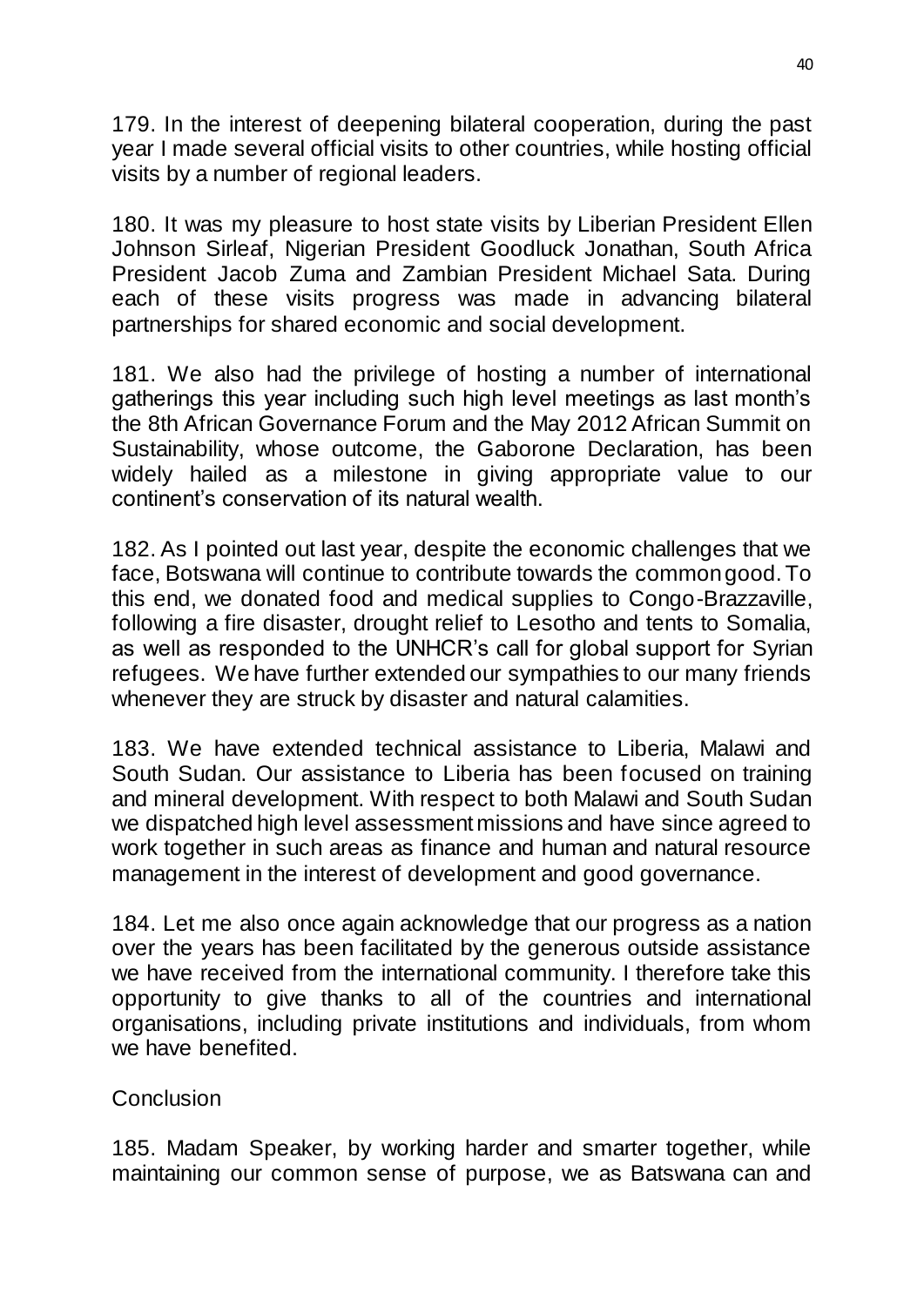179. In the interest of deepening bilateral cooperation, during the past year I made several official visits to other countries, while hosting official visits by a number of regional leaders.

180. It was my pleasure to host state visits by Liberian President Ellen Johnson Sirleaf, Nigerian President Goodluck Jonathan, South Africa President Jacob Zuma and Zambian President Michael Sata. During each of these visits progress was made in advancing bilateral partnerships for shared economic and social development.

181. We also had the privilege of hosting a number of international gatherings this year including such high level meetings as last month's the 8th African Governance Forum and the May 2012 African Summit on Sustainability, whose outcome, the Gaborone Declaration, has been widely hailed as a milestone in giving appropriate value to our continent's conservation of its natural wealth.

182. As I pointed out last year, despite the economic challenges that we face, Botswana will continue to contribute towards the common good. To this end, we donated food and medical supplies to Congo-Brazzaville, following a fire disaster, drought relief to Lesotho and tents to Somalia, as well as responded to the UNHCR's call for global support for Syrian refugees. We have further extended our sympathies to our many friends whenever they are struck by disaster and natural calamities.

183. We have extended technical assistance to Liberia, Malawi and South Sudan. Our assistance to Liberia has been focused on training and mineral development. With respect to both Malawi and South Sudan we dispatched high level assessment missions and have since agreed to work together in such areas as finance and human and natural resource management in the interest of development and good governance.

184. Let me also once again acknowledge that our progress as a nation over the years has been facilitated by the generous outside assistance we have received from the international community. I therefore take this opportunity to give thanks to all of the countries and international organisations, including private institutions and individuals, from whom we have benefited.

## Conclusion

185. Madam Speaker, by working harder and smarter together, while maintaining our common sense of purpose, we as Batswana can and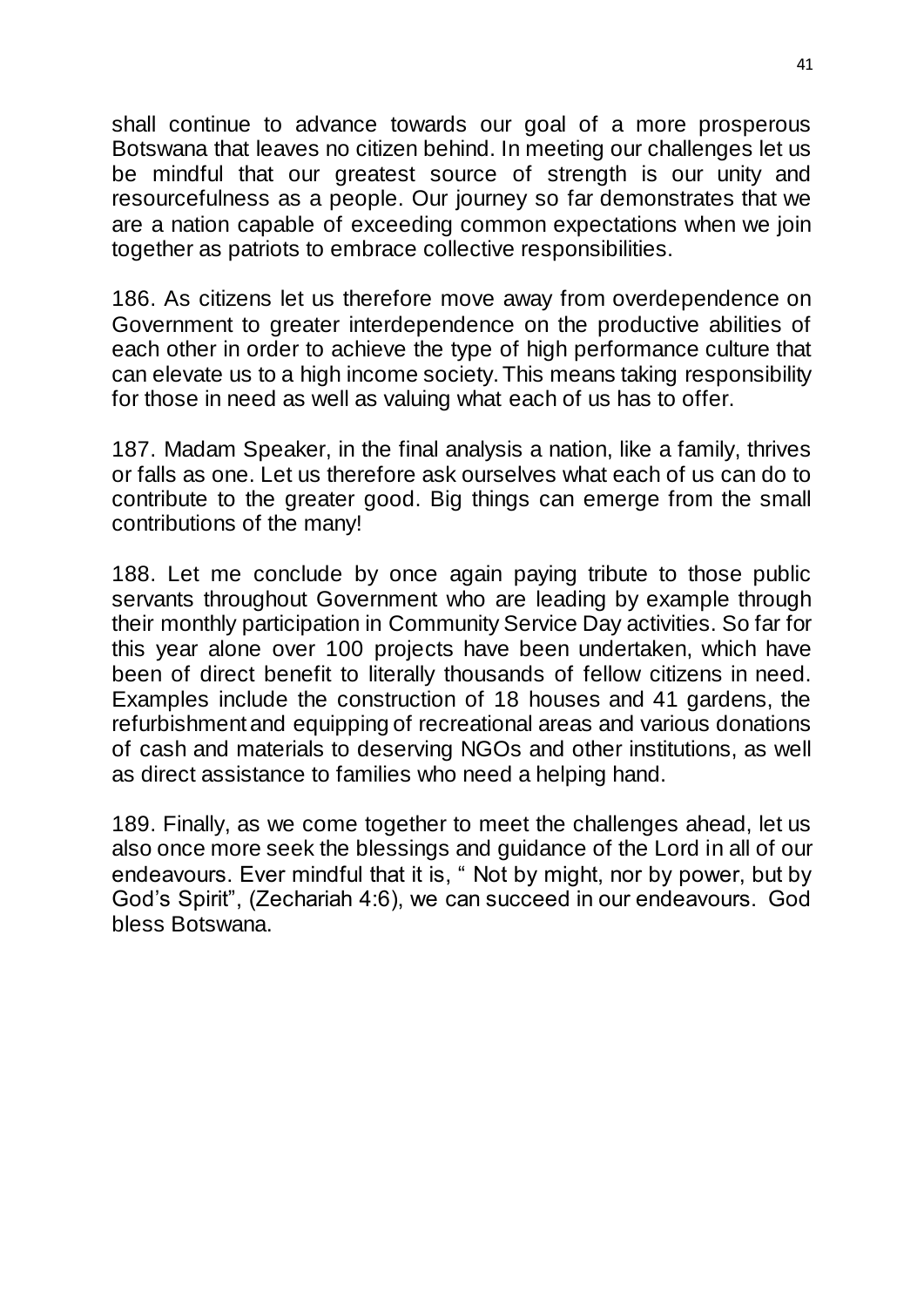shall continue to advance towards our goal of a more prosperous Botswana that leaves no citizen behind. In meeting our challenges let us be mindful that our greatest source of strength is our unity and resourcefulness as a people. Our journey so far demonstrates that we are a nation capable of exceeding common expectations when we join together as patriots to embrace collective responsibilities.

186. As citizens let us therefore move away from overdependence on Government to greater interdependence on the productive abilities of each other in order to achieve the type of high performance culture that can elevate us to a high income society. This means taking responsibility for those in need as well as valuing what each of us has to offer.

187. Madam Speaker, in the final analysis a nation, like a family, thrives or falls as one. Let us therefore ask ourselves what each of us can do to contribute to the greater good. Big things can emerge from the small contributions of the many!

188. Let me conclude by once again paying tribute to those public servants throughout Government who are leading by example through their monthly participation in Community Service Day activities. So far for this year alone over 100 projects have been undertaken, which have been of direct benefit to literally thousands of fellow citizens in need. Examples include the construction of 18 houses and 41 gardens, the refurbishment and equipping of recreational areas and various donations of cash and materials to deserving NGOs and other institutions, as well as direct assistance to families who need a helping hand.

189. Finally, as we come together to meet the challenges ahead, let us also once more seek the blessings and guidance of the Lord in all of our endeavours. Ever mindful that it is, " Not by might, nor by power, but by God's Spirit", (Zechariah 4:6), we can succeed in our endeavours. God bless Botswana.